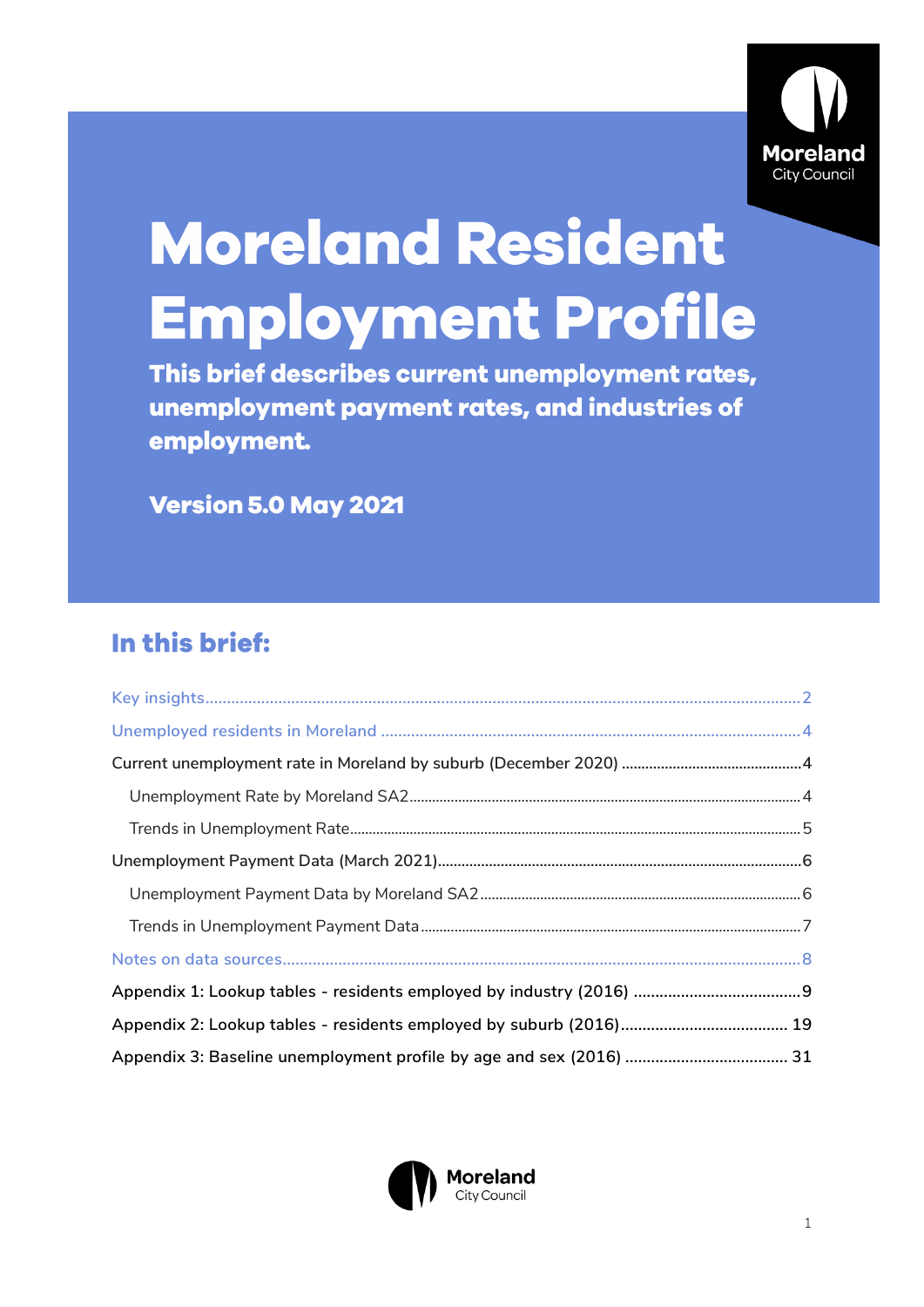Moreland City Council

# Moreland Resident Employment Profile

**This brief describes current unemployment rates, unemployment payment rates, and industries of employment.**

**Version 5.0 May 2021**

## In this brief:

- Key insights ... 2
- Unemployed residents in Moreland ... 4
- Current unemployment rate in Moreland by suburb (December 2020) ... 4
  - Unemployment Rate by Moreland SA2 ... 4
  - Trends in Unemployment Rate ... 5
- Unemployment Payment Data (March 2021) ... 6
  - Unemployment Payment Data by Moreland SA2 ... 6
  - Trends in Unemployment Payment Data ... 7
- Notes on data sources ... 8
- Appendix 1: Lookup tables - residents employed by industry (2016) ... 9
- Appendix 2: Lookup tables - residents employed by suburb (2016) ... 19
- Appendix 3: Baseline unemployment profile by age and sex (2016) ... 31

Moreland City Council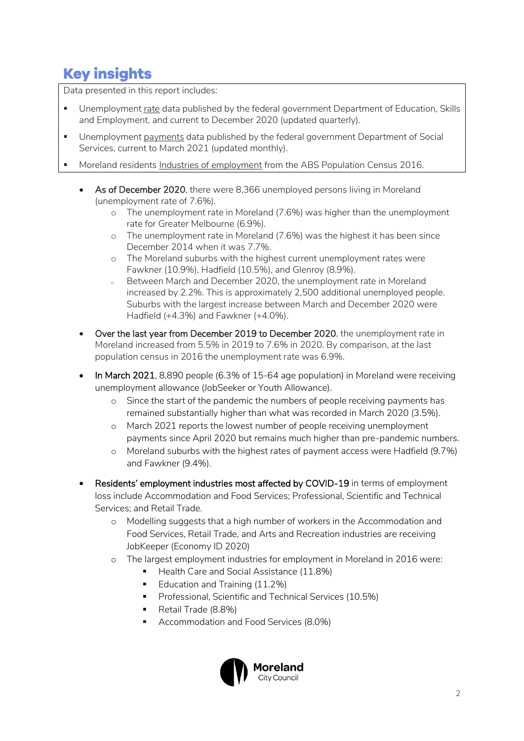# Key insights

Data presented in this report includes:

- Unemployment rate data published by the federal government Department of Education, Skills and Employment, and current to December 2020 (updated quarterly).
- Unemployment payments data published by the federal government Department of Social Services, current to March 2021 (updated monthly).
- Moreland residents Industries of employment from the ABS Population Census 2016.

- **As of December 2020**, there were 8,366 unemployed persons living in Moreland (unemployment rate of 7.6%).
  - The unemployment rate in Moreland (7.6%) was higher than the unemployment rate for Greater Melbourne (6.9%).
  - The unemployment rate in Moreland (7.6%) was the highest it has been since December 2014 when it was 7.7%.
  - The Moreland suburbs with the highest current unemployment rates were Fawkner (10.9%), Hadfield (10.5%), and Glenroy (8.9%).
  - Between March and December 2020, the unemployment rate in Moreland increased by 2.2%. This is approximately 2,500 additional unemployed people. Suburbs with the largest increase between March and December 2020 were Hadfield (+4.3%) and Fawkner (+4.0%).
- **Over the last year from December 2019 to December 2020**, the unemployment rate in Moreland increased from 5.5% in 2019 to 7.6% in 2020. By comparison, at the last population census in 2016 the unemployment rate was 6.9%.
- **In March 2021**, 8,890 people (6.3% of 15-64 age population) in Moreland were receiving unemployment allowance (JobSeeker or Youth Allowance).
  - Since the start of the pandemic the numbers of people receiving payments has remained substantially higher than what was recorded in March 2020 (3.5%).
  - March 2021 reports the lowest number of people receiving unemployment payments since April 2020 but remains much higher than pre-pandemic numbers.
  - Moreland suburbs with the highest rates of payment access were Hadfield (9.7%) and Fawkner (9.4%).
- **Residents' employment industries most affected by COVID-19** in terms of employment loss include Accommodation and Food Services; Professional, Scientific and Technical Services; and Retail Trade.
  - Modelling suggests that a high number of workers in the Accommodation and Food Services, Retail Trade, and Arts and Recreation industries are receiving JobKeeper (Economy ID 2020)
  - The largest employment industries for employment in Moreland in 2016 were:
    - Health Care and Social Assistance (11.8%)
    - Education and Training (11.2%)
    - Professional, Scientific and Technical Services (10.5%)
    - Retail Trade (8.8%)
    - Accommodation and Food Services (8.0%)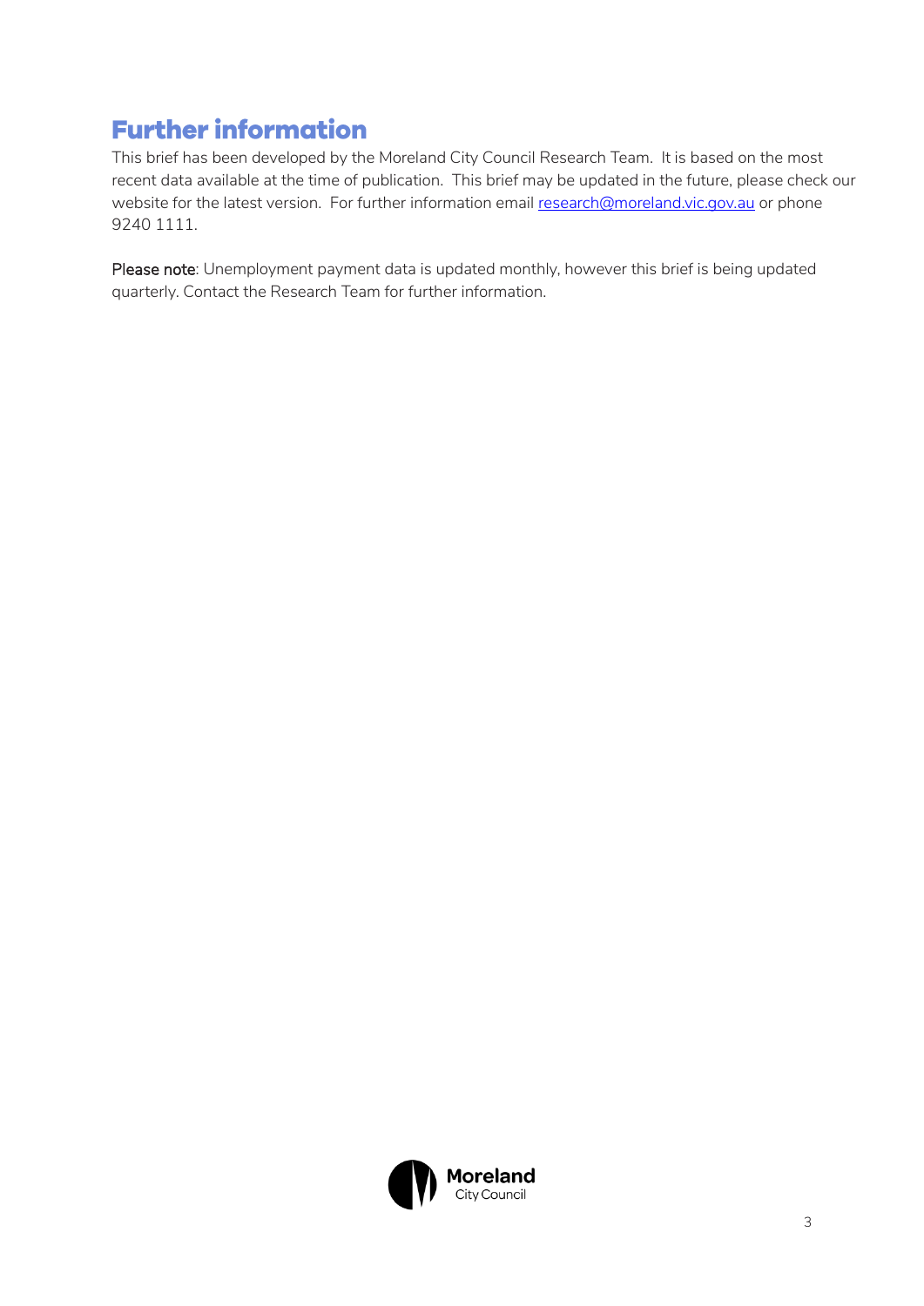## Further information

This brief has been developed by the Moreland City Council Research Team. It is based on the most recent data available at the time of publication. This brief may be updated in the future, please check our website for the latest version. For further information email research@moreland.vic.gov.au or phone 9240 1111.

**Please note**: Unemployment payment data is updated monthly, however this brief is being updated quarterly. Contact the Research Team for further information.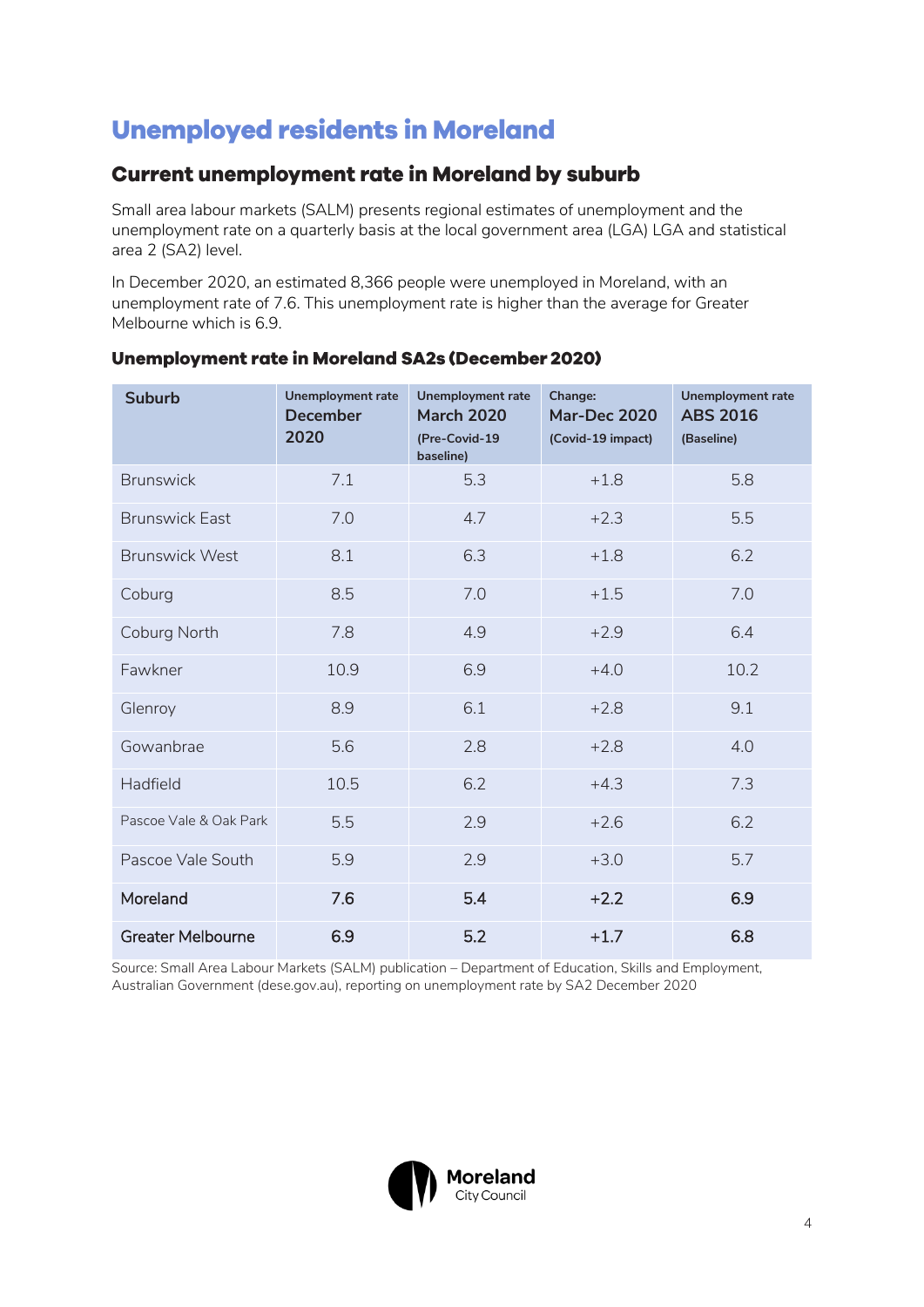# Unemployed residents in Moreland

## Current unemployment rate in Moreland by suburb

Small area labour markets (SALM) presents regional estimates of unemployment and the unemployment rate on a quarterly basis at the local government area (LGA) LGA and statistical area 2 (SA2) level.

In December 2020, an estimated 8,366 people were unemployed in Moreland, with an unemployment rate of 7.6. This unemployment rate is higher than the average for Greater Melbourne which is 6.9.

### Unemployment rate in Moreland SA2s (December 2020)

| Suburb | Unemployment rate December 2020 | Unemployment rate March 2020 (Pre-Covid-19 baseline) | Change: Mar-Dec 2020 (Covid-19 impact) | Unemployment rate ABS 2016 (Baseline) |
|---|---|---|---|---|
| Brunswick | 7.1 | 5.3 | +1.8 | 5.8 |
| Brunswick East | 7.0 | 4.7 | +2.3 | 5.5 |
| Brunswick West | 8.1 | 6.3 | +1.8 | 6.2 |
| Coburg | 8.5 | 7.0 | +1.5 | 7.0 |
| Coburg North | 7.8 | 4.9 | +2.9 | 6.4 |
| Fawkner | 10.9 | 6.9 | +4.0 | 10.2 |
| Glenroy | 8.9 | 6.1 | +2.8 | 9.1 |
| Gowanbrae | 5.6 | 2.8 | +2.8 | 4.0 |
| Hadfield | 10.5 | 6.2 | +4.3 | 7.3 |
| Pascoe Vale & Oak Park | 5.5 | 2.9 | +2.6 | 6.2 |
| Pascoe Vale South | 5.9 | 2.9 | +3.0 | 5.7 |
| **Moreland** | **7.6** | **5.4** | **+2.2** | **6.9** |
| **Greater Melbourne** | **6.9** | **5.2** | **+1.7** | **6.8** |

Source: Small Area Labour Markets (SALM) publication – Department of Education, Skills and Employment, Australian Government (dese.gov.au), reporting on unemployment rate by SA2 December 2020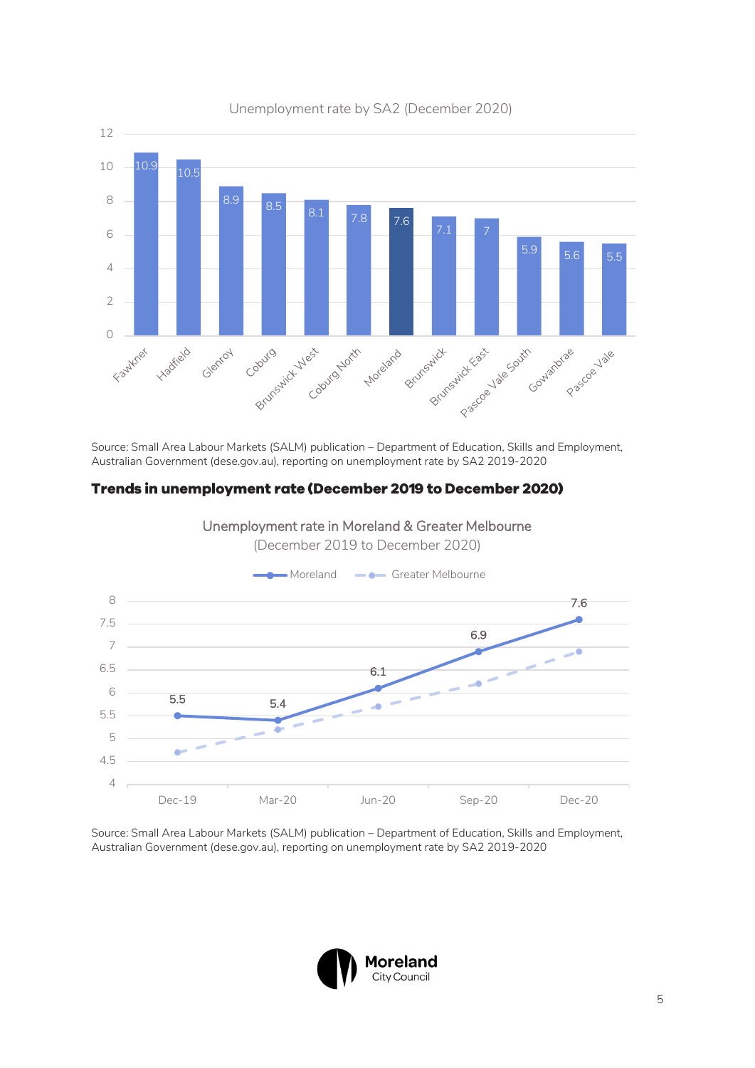Unemployment rate by SA2 (December 2020)

| SA2 | Unemployment rate |
| --- | --- |
| Fawkner | 10.9 |
| Hadfield | 10.5 |
| Glenroy | 8.9 |
| Coburg | 8.5 |
| Brunswick West | 8.1 |
| Coburg North | 7.8 |
| Moreland | 7.6 |
| Brunswick | 7.1 |
| Brunswick East | 7 |
| Pascoe Vale South | 5.9 |
| Gowanbrae | 5.6 |
| Pascoe Vale | 5.5 |

Source: Small Area Labour Markets (SALM) publication – Department of Education, Skills and Employment, Australian Government (dese.gov.au), reporting on unemployment rate by SA2 2019-2020

## Trends in unemployment rate (December 2019 to December 2020)

Unemployment rate in Moreland & Greater Melbourne (December 2019 to December 2020)

| | Dec-19 | Mar-20 | Jun-20 | Sep-20 | Dec-20 |
| --- | --- | --- | --- | --- | --- |
| Moreland | 5.5 | 5.4 | 6.1 | 6.9 | 7.6 |

Source: Small Area Labour Markets (SALM) publication – Department of Education, Skills and Employment, Australian Government (dese.gov.au), reporting on unemployment rate by SA2 2019-2020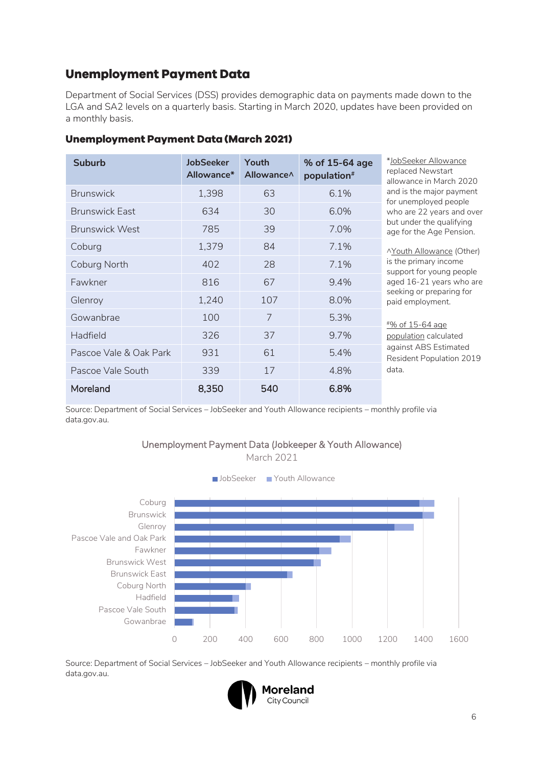## Unemployment Payment Data

Department of Social Services (DSS) provides demographic data on payments made down to the LGA and SA2 levels on a quarterly basis. Starting in March 2020, updates have been provided on a monthly basis.

### Unemployment Payment Data (March 2021)

| Suburb | JobSeeker Allowance* | Youth Allowance^ | % of 15-64 age population# |
|---|---|---|---|
| Brunswick | 1,398 | 63 | 6.1% |
| Brunswick East | 634 | 30 | 6.0% |
| Brunswick West | 785 | 39 | 7.0% |
| Coburg | 1,379 | 84 | 7.1% |
| Coburg North | 402 | 28 | 7.1% |
| Fawkner | 816 | 67 | 9.4% |
| Glenroy | 1,240 | 107 | 8.0% |
| Gowanbrae | 100 | 7 | 5.3% |
| Hadfield | 326 | 37 | 9.7% |
| Pascoe Vale & Oak Park | 931 | 61 | 5.4% |
| Pascoe Vale South | 339 | 17 | 4.8% |
| **Moreland** | **8,350** | **540** | **6.8%** |

*JobSeeker Allowance replaced Newstart allowance in March 2020 and is the major payment for unemployed people who are 22 years and over but under the qualifying age for the Age Pension.

^Youth Allowance (Other) is the primary income support for young people aged 16-21 years who are seeking or preparing for paid employment.

#% of 15-64 age population calculated against ABS Estimated Resident Population 2019 data.

Source: Department of Social Services – JobSeeker and Youth Allowance recipients – monthly profile via data.gov.au.

Unemployment Payment Data (Jobkeeper & Youth Allowance)
March 2021

| Suburb | JobSeeker | Youth Allowance |
|---|---|---|
| Coburg | 1,379 | 84 |
| Brunswick | 1,398 | 63 |
| Glenroy | 1,240 | 107 |
| Pascoe Vale and Oak Park | 931 | 61 |
| Fawkner | 816 | 67 |
| Brunswick West | 785 | 39 |
| Brunswick East | 634 | 30 |
| Coburg North | 402 | 28 |
| Hadfield | 326 | 37 |
| Pascoe Vale South | 339 | 17 |
| Gowanbrae | 100 | 7 |

Source: Department of Social Services – JobSeeker and Youth Allowance recipients – monthly profile via data.gov.au.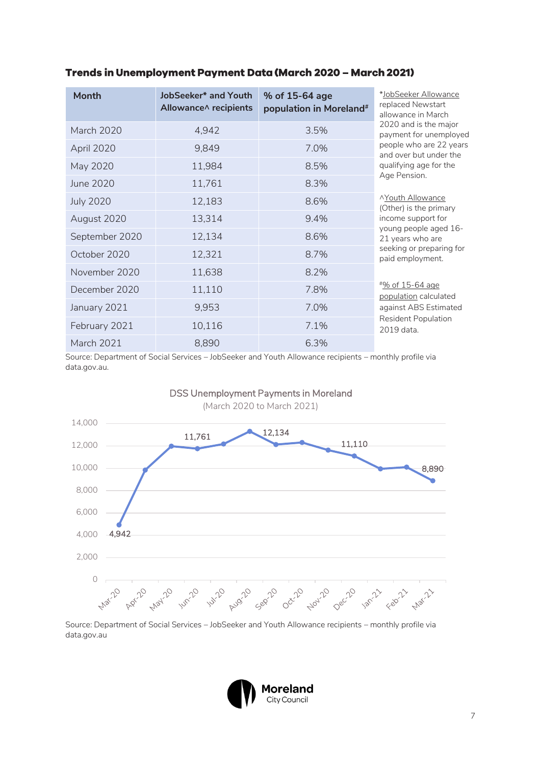## Trends in Unemployment Payment Data (March 2020 – March 2021)

| Month | JobSeeker* and Youth Allowance^ recipients | % of 15-64 age population in Moreland# |
|---|---|---|
| March 2020 | 4,942 | 3.5% |
| April 2020 | 9,849 | 7.0% |
| May 2020 | 11,984 | 8.5% |
| June 2020 | 11,761 | 8.3% |
| July 2020 | 12,183 | 8.6% |
| August 2020 | 13,314 | 9.4% |
| September 2020 | 12,134 | 8.6% |
| October 2020 | 12,321 | 8.7% |
| November 2020 | 11,638 | 8.2% |
| December 2020 | 11,110 | 7.8% |
| January 2021 | 9,953 | 7.0% |
| February 2021 | 10,116 | 7.1% |
| March 2021 | 8,890 | 6.3% |

*JobSeeker Allowance replaced Newstart allowance in March 2020 and is the major payment for unemployed people who are 22 years and over but under the qualifying age for the Age Pension.

^Youth Allowance (Other) is the primary income support for young people aged 16-21 years who are seeking or preparing for paid employment.

#% of 15-64 age population calculated against ABS Estimated Resident Population 2019 data.

Source: Department of Social Services – JobSeeker and Youth Allowance recipients – monthly profile via data.gov.au.

**DSS Unemployment Payments in Moreland**
(March 2020 to March 2021)

| Month | Recipients |
|---|---|
| Mar-20 | 4,942 |
| Apr-20 | 9,849 |
| May-20 | 11,984 |
| Jun-20 | 11,761 |
| Jul-20 | 12,183 |
| Aug-20 | 13,314 |
| Sep-20 | 12,134 |
| Oct-20 | 12,321 |
| Nov-20 | 11,638 |
| Dec-20 | 11,110 |
| Jan-21 | 9,953 |
| Feb-21 | 10,116 |
| Mar-21 | 8,890 |

Source: Department of Social Services – JobSeeker and Youth Allowance recipients – monthly profile via data.gov.au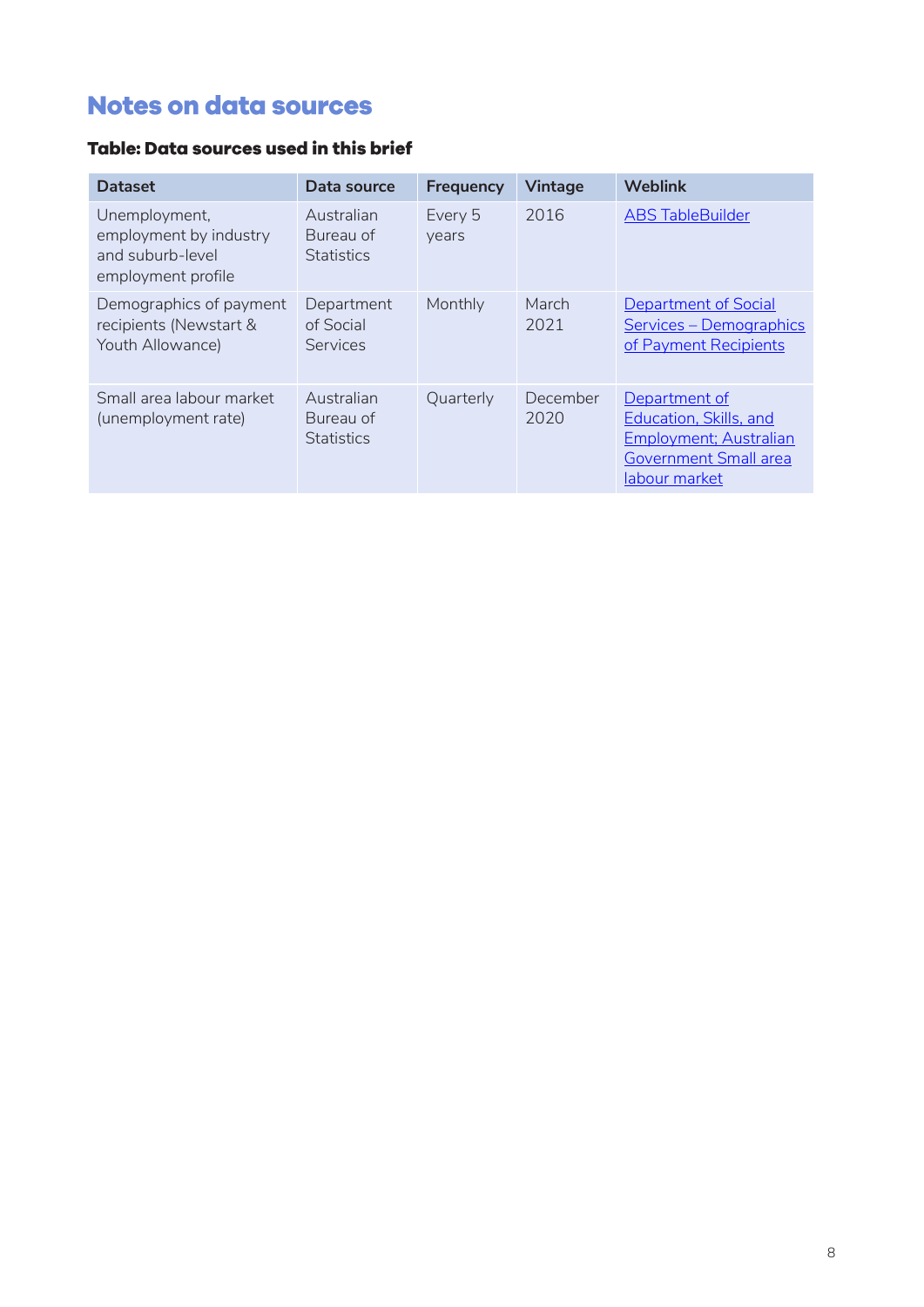# Notes on data sources

### Table: Data sources used in this brief

| Dataset | Data source | Frequency | Vintage | Weblink |
|---|---|---|---|---|
| Unemployment, employment by industry and suburb-level employment profile | Australian Bureau of Statistics | Every 5 years | 2016 | ABS TableBuilder |
| Demographics of payment recipients (Newstart & Youth Allowance) | Department of Social Services | Monthly | March 2021 | Department of Social Services – Demographics of Payment Recipients |
| Small area labour market (unemployment rate) | Australian Bureau of Statistics | Quarterly | December 2020 | Department of Education, Skills, and Employment; Australian Government Small area labour market |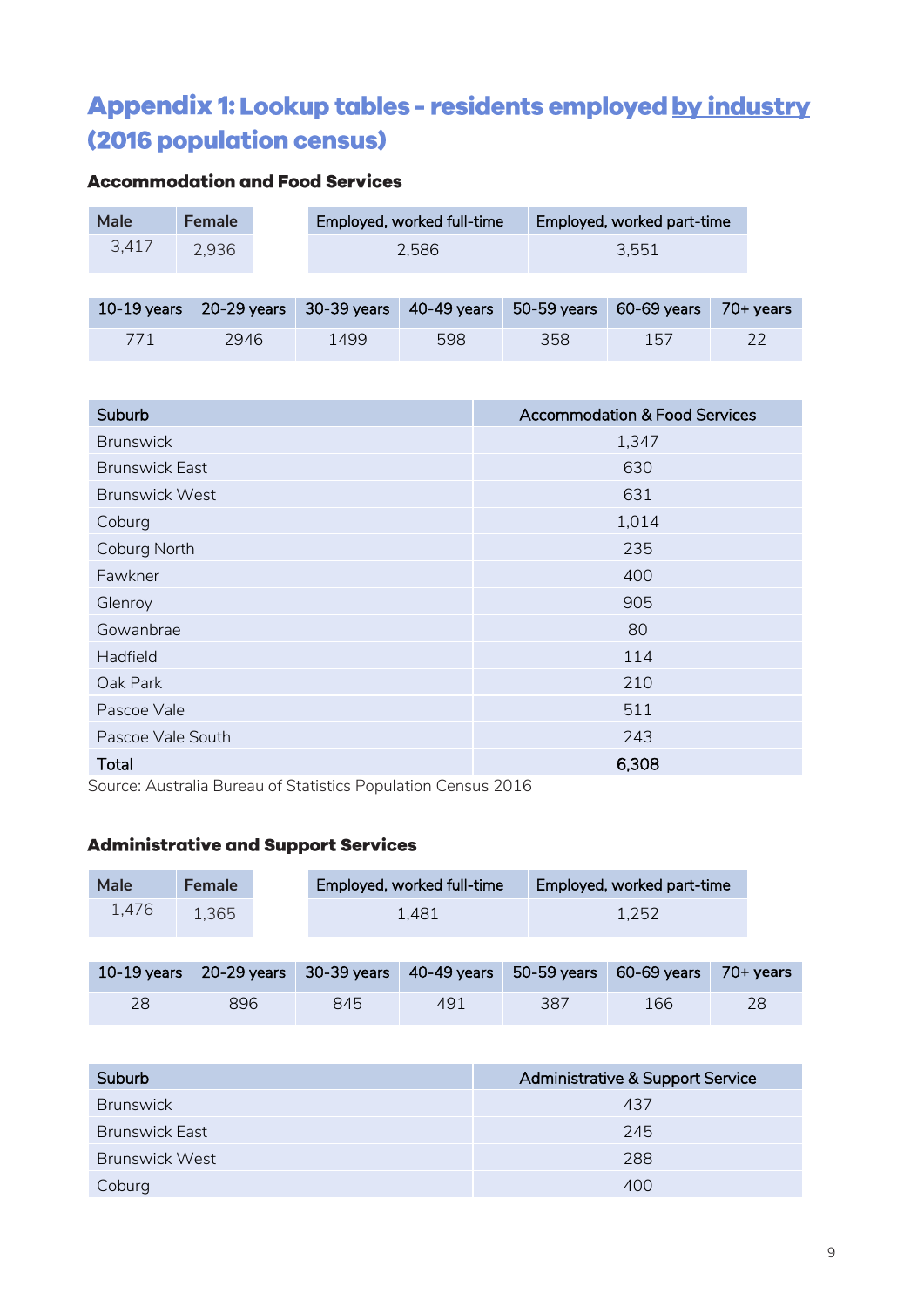# Appendix 1: Lookup tables - residents employed by industry (2016 population census)

### Accommodation and Food Services

| Male | Female |
|---|---|
| 3,417 | 2,936 |

| Employed, worked full-time | Employed, worked part-time |
|---|---|
| 2,586 | 3,551 |

| 10-19 years | 20-29 years | 30-39 years | 40-49 years | 50-59 years | 60-69 years | 70+ years |
|---|---|---|---|---|---|---|
| 771 | 2946 | 1499 | 598 | 358 | 157 | 22 |

| Suburb | Accommodation & Food Services |
|---|---|
| Brunswick | 1,347 |
| Brunswick East | 630 |
| Brunswick West | 631 |
| Coburg | 1,014 |
| Coburg North | 235 |
| Fawkner | 400 |
| Glenroy | 905 |
| Gowanbrae | 80 |
| Hadfield | 114 |
| Oak Park | 210 |
| Pascoe Vale | 511 |
| Pascoe Vale South | 243 |
| **Total** | **6,308** |

Source: Australia Bureau of Statistics Population Census 2016

### Administrative and Support Services

| Male | Female |
|---|---|
| 1,476 | 1,365 |

| Employed, worked full-time | Employed, worked part-time |
|---|---|
| 1,481 | 1,252 |

| 10-19 years | 20-29 years | 30-39 years | 40-49 years | 50-59 years | 60-69 years | 70+ years |
|---|---|---|---|---|---|---|
| 28 | 896 | 845 | 491 | 387 | 166 | 28 |

| Suburb | Administrative & Support Service |
|---|---|
| Brunswick | 437 |
| Brunswick East | 245 |
| Brunswick West | 288 |
| Coburg | 400 |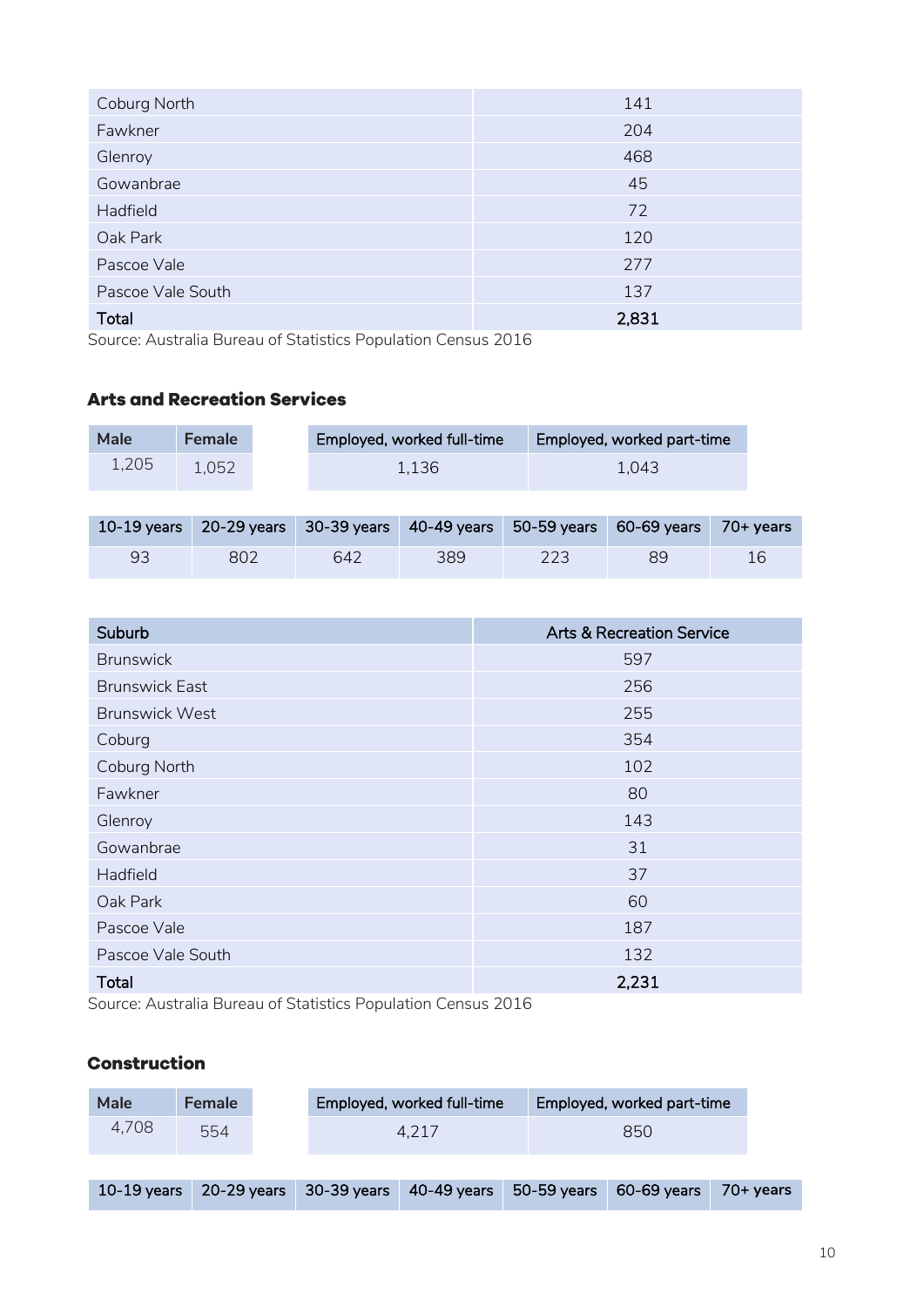| | |
|---|---|
| Coburg North | 141 |
| Fawkner | 204 |
| Glenroy | 468 |
| Gowanbrae | 45 |
| Hadfield | 72 |
| Oak Park | 120 |
| Pascoe Vale | 277 |
| Pascoe Vale South | 137 |
| **Total** | **2,831** |

Source: Australia Bureau of Statistics Population Census 2016

### Arts and Recreation Services

| Male | Female |
|---|---|
| 1,205 | 1,052 |

| Employed, worked full-time | Employed, worked part-time |
|---|---|
| 1,136 | 1,043 |

| 10-19 years | 20-29 years | 30-39 years | 40-49 years | 50-59 years | 60-69 years | 70+ years |
|---|---|---|---|---|---|---|
| 93 | 802 | 642 | 389 | 223 | 89 | 16 |

| Suburb | Arts & Recreation Service |
|---|---|
| Brunswick | 597 |
| Brunswick East | 256 |
| Brunswick West | 255 |
| Coburg | 354 |
| Coburg North | 102 |
| Fawkner | 80 |
| Glenroy | 143 |
| Gowanbrae | 31 |
| Hadfield | 37 |
| Oak Park | 60 |
| Pascoe Vale | 187 |
| Pascoe Vale South | 132 |
| **Total** | **2,231** |

Source: Australia Bureau of Statistics Population Census 2016

### Construction

| Male | Female |
|---|---|
| 4,708 | 554 |

| Employed, worked full-time | Employed, worked part-time |
|---|---|
| 4,217 | 850 |

| 10-19 years | 20-29 years | 30-39 years | 40-49 years | 50-59 years | 60-69 years | 70+ years |
|---|---|---|---|---|---|---|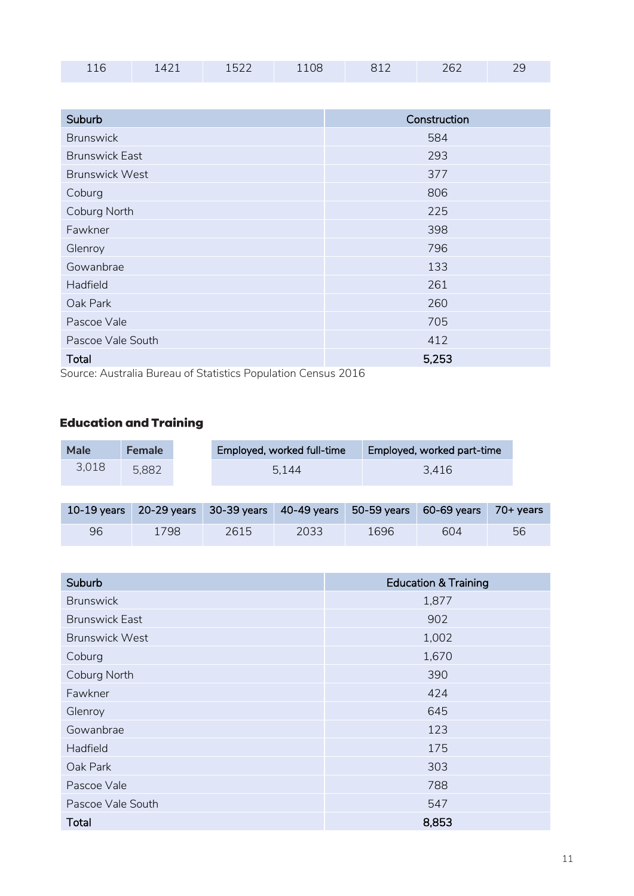| 116 | 1421 | 1522 | 1108 | 812 | 262 | 29 |
|---|---|---|---|---|---|---|

| Suburb | Construction |
|---|---|
| Brunswick | 584 |
| Brunswick East | 293 |
| Brunswick West | 377 |
| Coburg | 806 |
| Coburg North | 225 |
| Fawkner | 398 |
| Glenroy | 796 |
| Gowanbrae | 133 |
| Hadfield | 261 |
| Oak Park | 260 |
| Pascoe Vale | 705 |
| Pascoe Vale South | 412 |
| **Total** | **5,253** |

Source: Australia Bureau of Statistics Population Census 2016

### Education and Training

| Male | Female |
|---|---|
| 3,018 | 5,882 |

| Employed, worked full-time | Employed, worked part-time |
|---|---|
| 5,144 | 3,416 |

| 10-19 years | 20-29 years | 30-39 years | 40-49 years | 50-59 years | 60-69 years | 70+ years |
|---|---|---|---|---|---|---|
| 96 | 1798 | 2615 | 2033 | 1696 | 604 | 56 |

| Suburb | Education & Training |
|---|---|
| Brunswick | 1,877 |
| Brunswick East | 902 |
| Brunswick West | 1,002 |
| Coburg | 1,670 |
| Coburg North | 390 |
| Fawkner | 424 |
| Glenroy | 645 |
| Gowanbrae | 123 |
| Hadfield | 175 |
| Oak Park | 303 |
| Pascoe Vale | 788 |
| Pascoe Vale South | 547 |
| **Total** | **8,853** |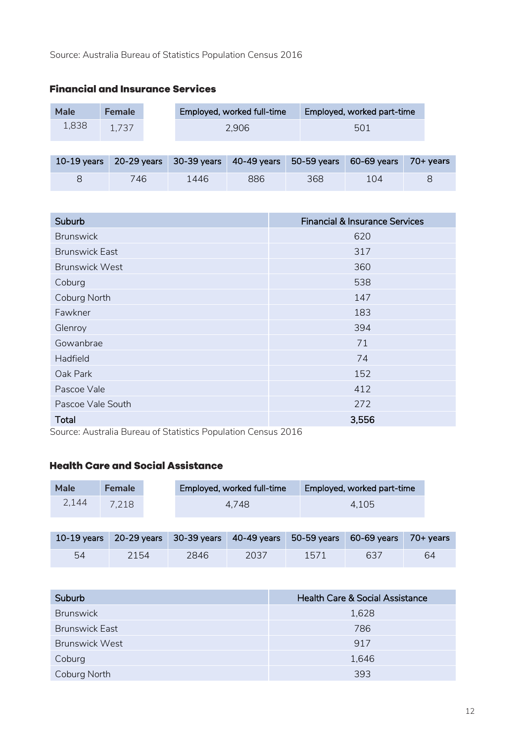Source: Australia Bureau of Statistics Population Census 2016

### Financial and Insurance Services

| Male | Female |
|---|---|
| 1,838 | 1,737 |

| Employed, worked full-time | Employed, worked part-time |
|---|---|
| 2,906 | 501 |

| 10-19 years | 20-29 years | 30-39 years | 40-49 years | 50-59 years | 60-69 years | 70+ years |
|---|---|---|---|---|---|---|
| 8 | 746 | 1446 | 886 | 368 | 104 | 8 |

| Suburb | Financial & Insurance Services |
|---|---|
| Brunswick | 620 |
| Brunswick East | 317 |
| Brunswick West | 360 |
| Coburg | 538 |
| Coburg North | 147 |
| Fawkner | 183 |
| Glenroy | 394 |
| Gowanbrae | 71 |
| Hadfield | 74 |
| Oak Park | 152 |
| Pascoe Vale | 412 |
| Pascoe Vale South | 272 |
| **Total** | **3,556** |

Source: Australia Bureau of Statistics Population Census 2016

### Health Care and Social Assistance

| Male | Female |
|---|---|
| 2,144 | 7,218 |

| Employed, worked full-time | Employed, worked part-time |
|---|---|
| 4,748 | 4,105 |

| 10-19 years | 20-29 years | 30-39 years | 40-49 years | 50-59 years | 60-69 years | 70+ years |
|---|---|---|---|---|---|---|
| 54 | 2154 | 2846 | 2037 | 1571 | 637 | 64 |

| Suburb | Health Care & Social Assistance |
|---|---|
| Brunswick | 1,628 |
| Brunswick East | 786 |
| Brunswick West | 917 |
| Coburg | 1,646 |
| Coburg North | 393 |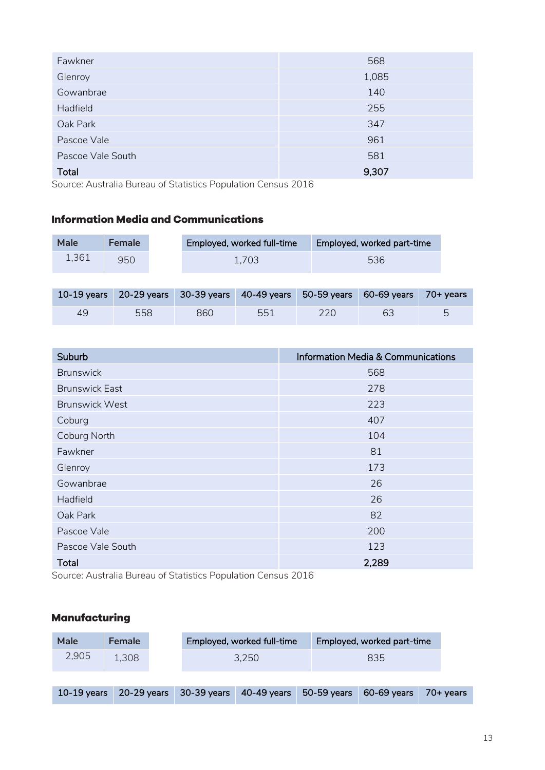| | |
|---|---|
| Fawkner | 568 |
| Glenroy | 1,085 |
| Gowanbrae | 140 |
| Hadfield | 255 |
| Oak Park | 347 |
| Pascoe Vale | 961 |
| Pascoe Vale South | 581 |
| **Total** | **9,307** |

Source: Australia Bureau of Statistics Population Census 2016

### Information Media and Communications

| Male | Female |
|---|---|
| 1,361 | 950 |

| Employed, worked full-time | Employed, worked part-time |
|---|---|
| 1,703 | 536 |

| 10-19 years | 20-29 years | 30-39 years | 40-49 years | 50-59 years | 60-69 years | 70+ years |
|---|---|---|---|---|---|---|
| 49 | 558 | 860 | 551 | 220 | 63 | 5 |

| Suburb | Information Media & Communications |
|---|---|
| Brunswick | 568 |
| Brunswick East | 278 |
| Brunswick West | 223 |
| Coburg | 407 |
| Coburg North | 104 |
| Fawkner | 81 |
| Glenroy | 173 |
| Gowanbrae | 26 |
| Hadfield | 26 |
| Oak Park | 82 |
| Pascoe Vale | 200 |
| Pascoe Vale South | 123 |
| **Total** | **2,289** |

Source: Australia Bureau of Statistics Population Census 2016

### Manufacturing

| Male | Female |
|---|---|
| 2,905 | 1,308 |

| Employed, worked full-time | Employed, worked part-time |
|---|---|
| 3,250 | 835 |

| 10-19 years | 20-29 years | 30-39 years | 40-49 years | 50-59 years | 60-69 years | 70+ years |
|---|---|---|---|---|---|---|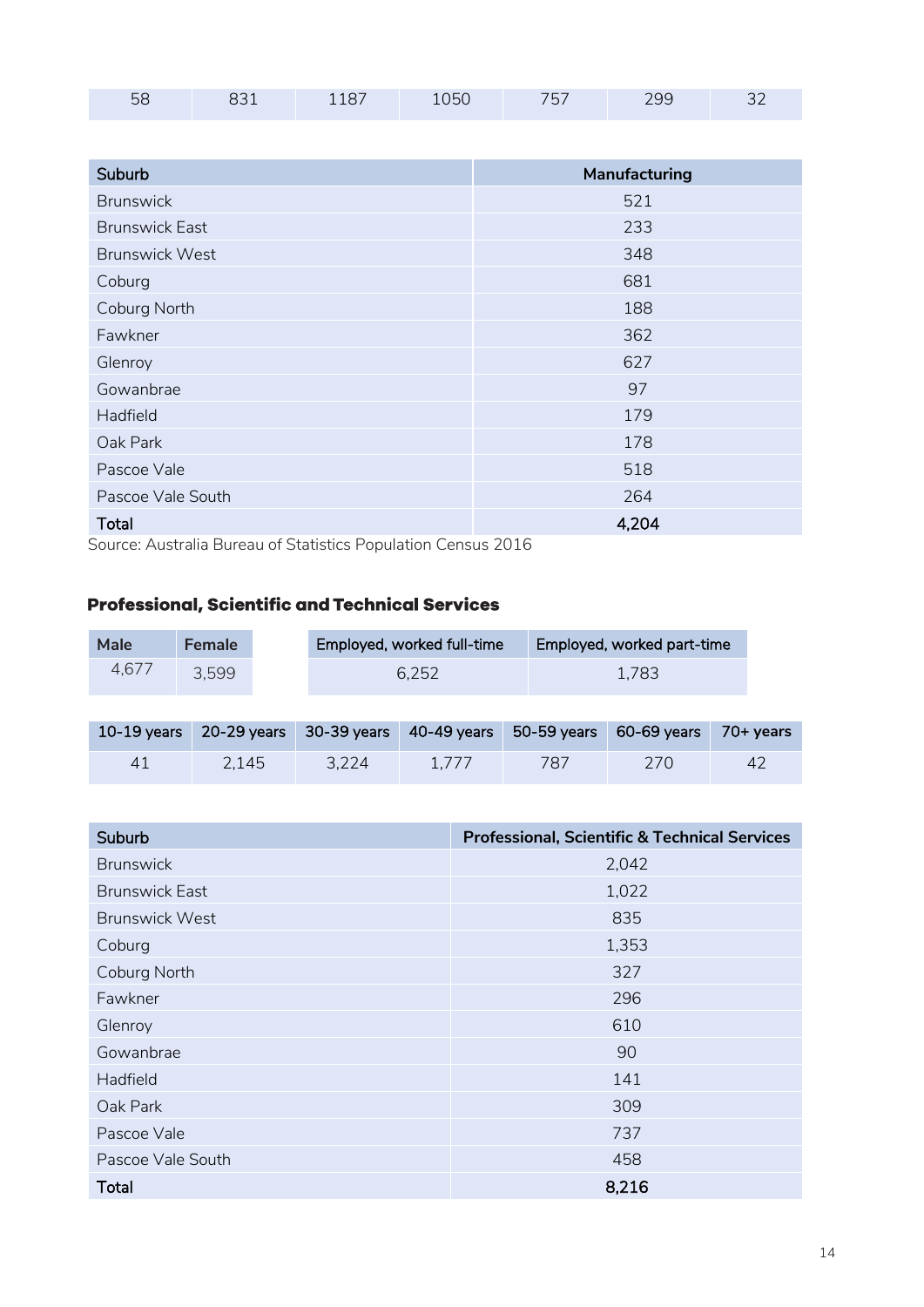| 58 | 831 | 1187 | 1050 | 757 | 299 | 32 |
|---|---|---|---|---|---|---|

| Suburb | Manufacturing |
|---|---|
| Brunswick | 521 |
| Brunswick East | 233 |
| Brunswick West | 348 |
| Coburg | 681 |
| Coburg North | 188 |
| Fawkner | 362 |
| Glenroy | 627 |
| Gowanbrae | 97 |
| Hadfield | 179 |
| Oak Park | 178 |
| Pascoe Vale | 518 |
| Pascoe Vale South | 264 |
| **Total** | **4,204** |

Source: Australia Bureau of Statistics Population Census 2016

## Professional, Scientific and Technical Services

| Male | Female |
|---|---|
| 4,677 | 3,599 |

| Employed, worked full-time | Employed, worked part-time |
|---|---|
| 6,252 | 1,783 |

| 10-19 years | 20-29 years | 30-39 years | 40-49 years | 50-59 years | 60-69 years | 70+ years |
|---|---|---|---|---|---|---|
| 41 | 2,145 | 3,224 | 1,777 | 787 | 270 | 42 |

| Suburb | Professional, Scientific & Technical Services |
|---|---|
| Brunswick | 2,042 |
| Brunswick East | 1,022 |
| Brunswick West | 835 |
| Coburg | 1,353 |
| Coburg North | 327 |
| Fawkner | 296 |
| Glenroy | 610 |
| Gowanbrae | 90 |
| Hadfield | 141 |
| Oak Park | 309 |
| Pascoe Vale | 737 |
| Pascoe Vale South | 458 |
| **Total** | **8,216** |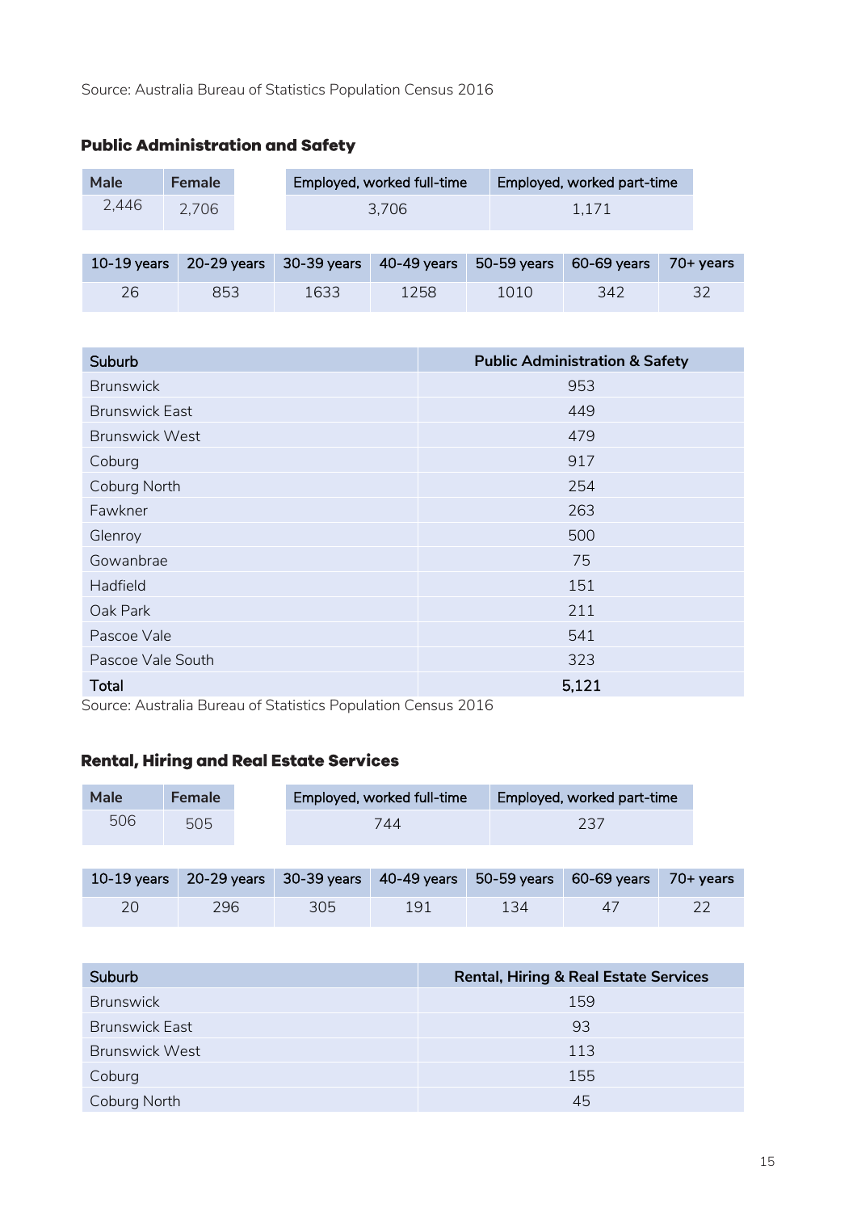Source: Australia Bureau of Statistics Population Census 2016

### Public Administration and Safety

| Male | Female |
|---|---|
| 2,446 | 2,706 |

| Employed, worked full-time | Employed, worked part-time |
|---|---|
| 3,706 | 1,171 |

| 10-19 years | 20-29 years | 30-39 years | 40-49 years | 50-59 years | 60-69 years | 70+ years |
|---|---|---|---|---|---|---|
| 26 | 853 | 1633 | 1258 | 1010 | 342 | 32 |

| Suburb | Public Administration & Safety |
|---|---|
| Brunswick | 953 |
| Brunswick East | 449 |
| Brunswick West | 479 |
| Coburg | 917 |
| Coburg North | 254 |
| Fawkner | 263 |
| Glenroy | 500 |
| Gowanbrae | 75 |
| Hadfield | 151 |
| Oak Park | 211 |
| Pascoe Vale | 541 |
| Pascoe Vale South | 323 |
| **Total** | **5,121** |

Source: Australia Bureau of Statistics Population Census 2016

### Rental, Hiring and Real Estate Services

| Male | Female |
|---|---|
| 506 | 505 |

| Employed, worked full-time | Employed, worked part-time |
|---|---|
| 744 | 237 |

| 10-19 years | 20-29 years | 30-39 years | 40-49 years | 50-59 years | 60-69 years | 70+ years |
|---|---|---|---|---|---|---|
| 20 | 296 | 305 | 191 | 134 | 47 | 22 |

| Suburb | Rental, Hiring & Real Estate Services |
|---|---|
| Brunswick | 159 |
| Brunswick East | 93 |
| Brunswick West | 113 |
| Coburg | 155 |
| Coburg North | 45 |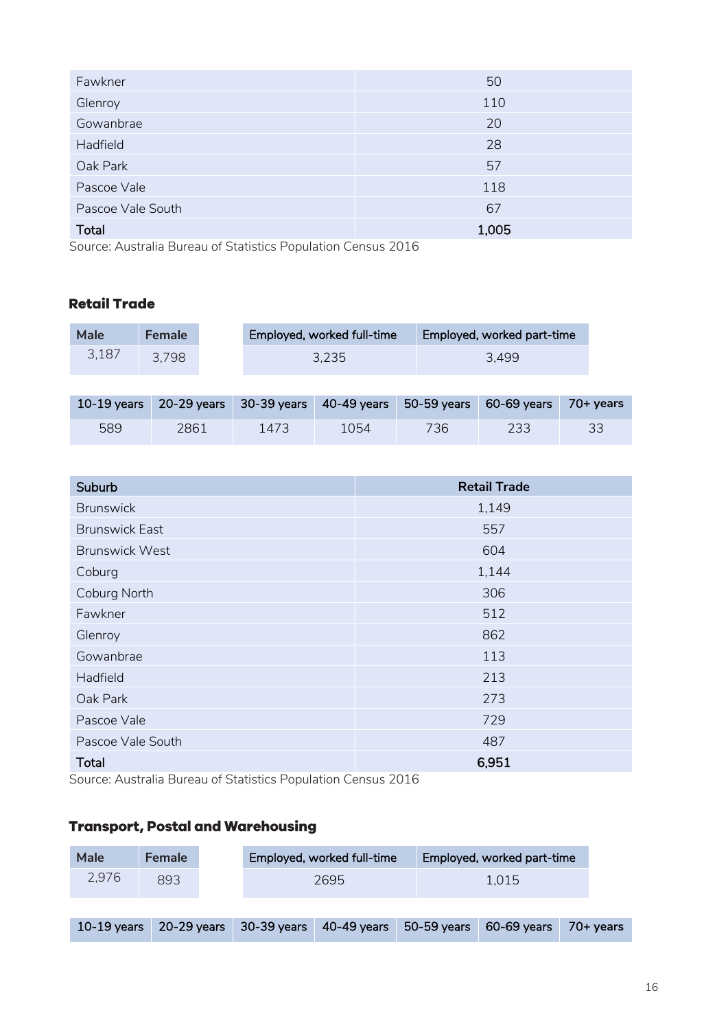| Fawkner | 50 |
|---|---|
| Glenroy | 110 |
| Gowanbrae | 20 |
| Hadfield | 28 |
| Oak Park | 57 |
| Pascoe Vale | 118 |
| Pascoe Vale South | 67 |
| **Total** | **1,005** |

Source: Australia Bureau of Statistics Population Census 2016

### Retail Trade

| Male | Female |
|---|---|
| 3,187 | 3,798 |

| Employed, worked full-time | Employed, worked part-time |
|---|---|
| 3,235 | 3,499 |

| 10-19 years | 20-29 years | 30-39 years | 40-49 years | 50-59 years | 60-69 years | 70+ years |
|---|---|---|---|---|---|---|
| 589 | 2861 | 1473 | 1054 | 736 | 233 | 33 |

| Suburb | Retail Trade |
|---|---|
| Brunswick | 1,149 |
| Brunswick East | 557 |
| Brunswick West | 604 |
| Coburg | 1,144 |
| Coburg North | 306 |
| Fawkner | 512 |
| Glenroy | 862 |
| Gowanbrae | 113 |
| Hadfield | 213 |
| Oak Park | 273 |
| Pascoe Vale | 729 |
| Pascoe Vale South | 487 |
| **Total** | **6,951** |

Source: Australia Bureau of Statistics Population Census 2016

### Transport, Postal and Warehousing

| Male | Female |
|---|---|
| 2,976 | 893 |

| Employed, worked full-time | Employed, worked part-time |
|---|---|
| 2695 | 1,015 |

| 10-19 years | 20-29 years | 30-39 years | 40-49 years | 50-59 years | 60-69 years | 70+ years |
|---|---|---|---|---|---|---|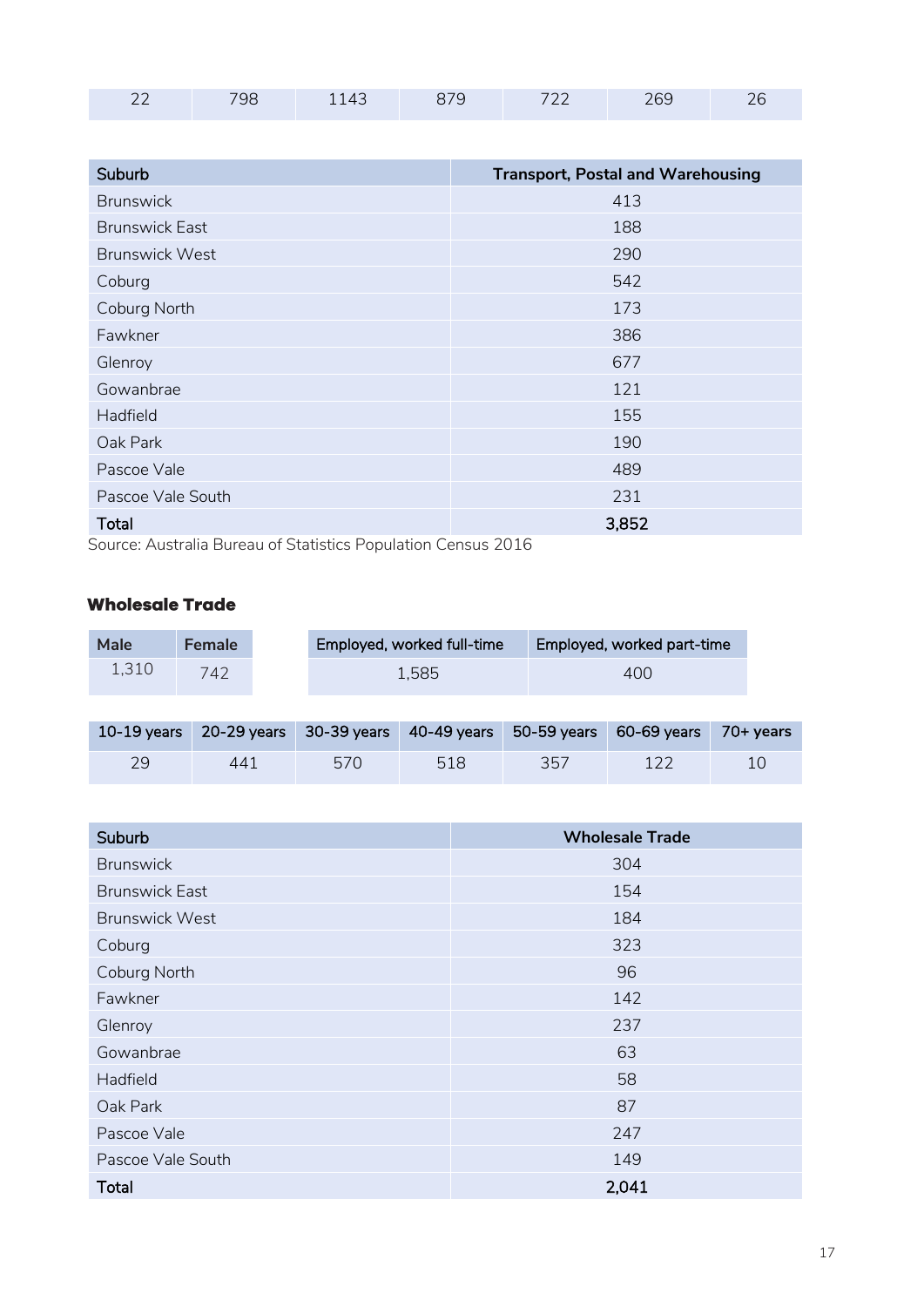| 22 | 798 | 1143 | 879 | 722 | 269 | 26 |
|---|---|---|---|---|---|---|

| Suburb | Transport, Postal and Warehousing |
|---|---|
| Brunswick | 413 |
| Brunswick East | 188 |
| Brunswick West | 290 |
| Coburg | 542 |
| Coburg North | 173 |
| Fawkner | 386 |
| Glenroy | 677 |
| Gowanbrae | 121 |
| Hadfield | 155 |
| Oak Park | 190 |
| Pascoe Vale | 489 |
| Pascoe Vale South | 231 |
| **Total** | **3,852** |

Source: Australia Bureau of Statistics Population Census 2016

### Wholesale Trade

| Male | Female |
|---|---|
| 1,310 | 742 |

| Employed, worked full-time | Employed, worked part-time |
|---|---|
| 1,585 | 400 |

| 10-19 years | 20-29 years | 30-39 years | 40-49 years | 50-59 years | 60-69 years | 70+ years |
|---|---|---|---|---|---|---|
| 29 | 441 | 570 | 518 | 357 | 122 | 10 |

| Suburb | Wholesale Trade |
|---|---|
| Brunswick | 304 |
| Brunswick East | 154 |
| Brunswick West | 184 |
| Coburg | 323 |
| Coburg North | 96 |
| Fawkner | 142 |
| Glenroy | 237 |
| Gowanbrae | 63 |
| Hadfield | 58 |
| Oak Park | 87 |
| Pascoe Vale | 247 |
| Pascoe Vale South | 149 |
| **Total** | **2,041** |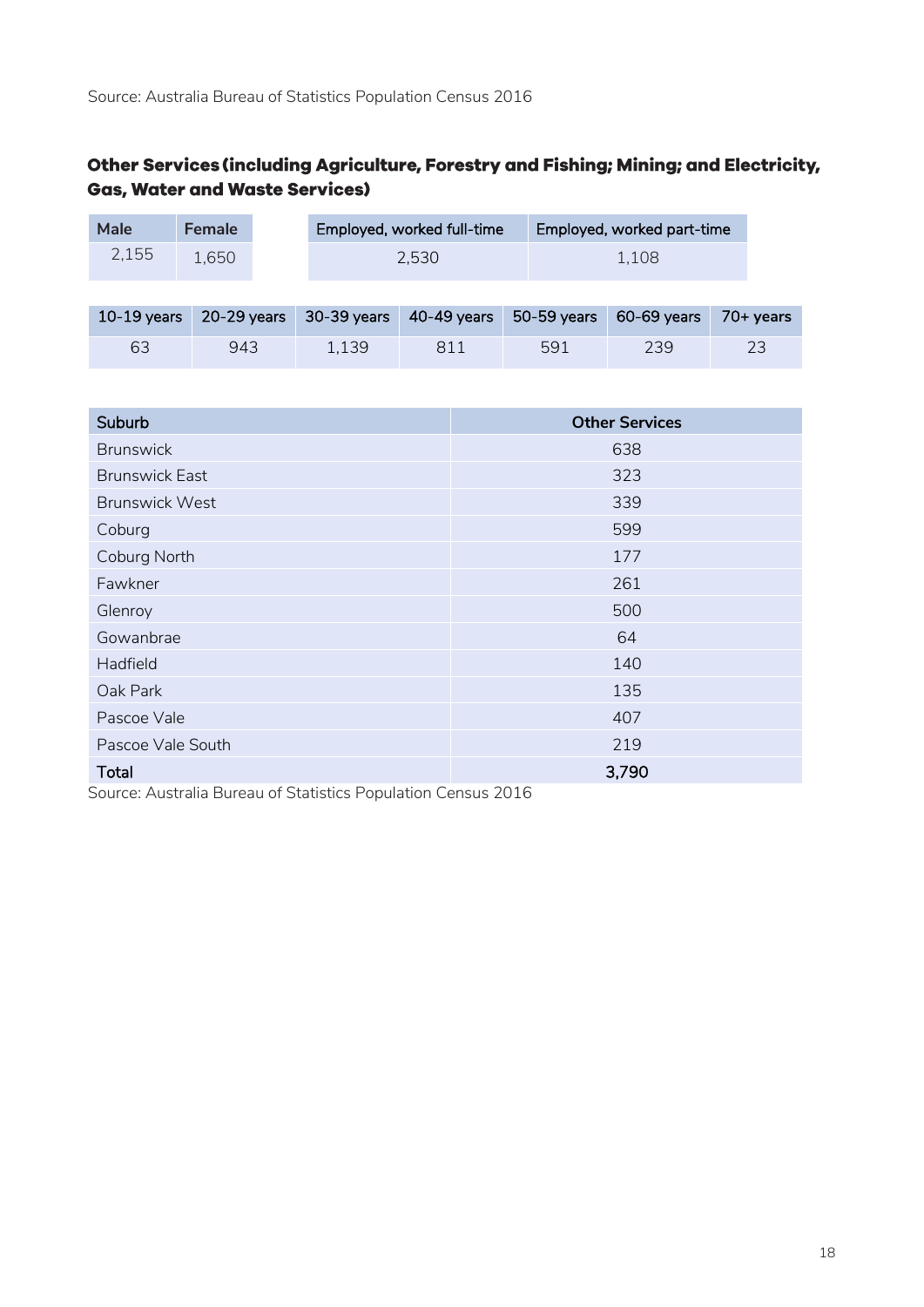Source: Australia Bureau of Statistics Population Census 2016

### Other Services (including Agriculture, Forestry and Fishing; Mining; and Electricity, Gas, Water and Waste Services)

| Male | Female |
|---|---|
| 2,155 | 1,650 |

| Employed, worked full-time | Employed, worked part-time |
|---|---|
| 2,530 | 1,108 |

| 10-19 years | 20-29 years | 30-39 years | 40-49 years | 50-59 years | 60-69 years | 70+ years |
|---|---|---|---|---|---|---|
| 63 | 943 | 1,139 | 811 | 591 | 239 | 23 |

| Suburb | Other Services |
|---|---|
| Brunswick | 638 |
| Brunswick East | 323 |
| Brunswick West | 339 |
| Coburg | 599 |
| Coburg North | 177 |
| Fawkner | 261 |
| Glenroy | 500 |
| Gowanbrae | 64 |
| Hadfield | 140 |
| Oak Park | 135 |
| Pascoe Vale | 407 |
| Pascoe Vale South | 219 |
| Total | 3,790 |

Source: Australia Bureau of Statistics Population Census 2016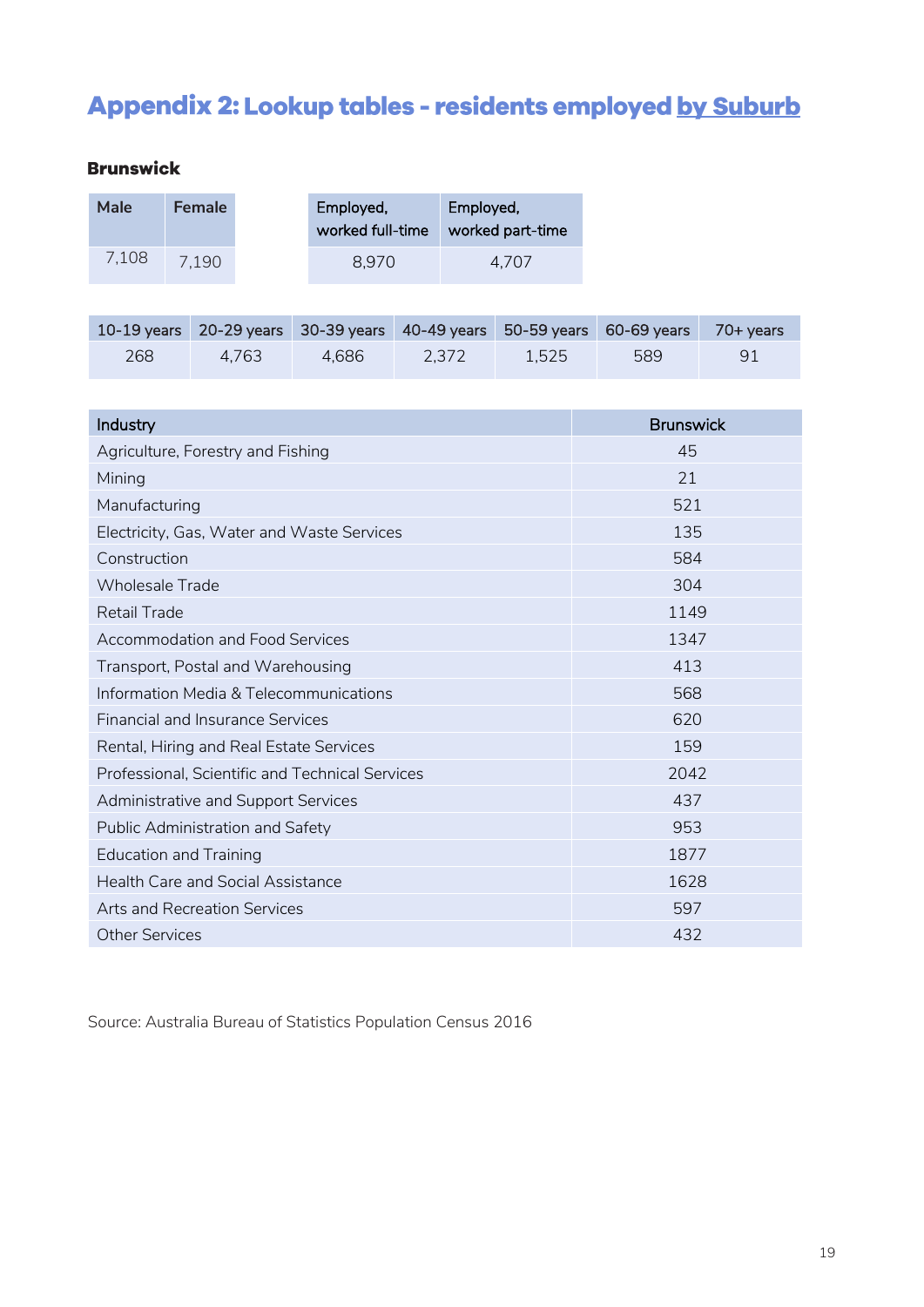# Appendix 2: Lookup tables - residents employed by Suburb

### Brunswick

| Male | Female |
|---|---|
| 7,108 | 7,190 |

| Employed, worked full-time | Employed, worked part-time |
|---|---|
| 8,970 | 4,707 |

| 10-19 years | 20-29 years | 30-39 years | 40-49 years | 50-59 years | 60-69 years | 70+ years |
|---|---|---|---|---|---|---|
| 268 | 4,763 | 4,686 | 2,372 | 1,525 | 589 | 91 |

| Industry | Brunswick |
|---|---|
| Agriculture, Forestry and Fishing | 45 |
| Mining | 21 |
| Manufacturing | 521 |
| Electricity, Gas, Water and Waste Services | 135 |
| Construction | 584 |
| Wholesale Trade | 304 |
| Retail Trade | 1149 |
| Accommodation and Food Services | 1347 |
| Transport, Postal and Warehousing | 413 |
| Information Media & Telecommunications | 568 |
| Financial and Insurance Services | 620 |
| Rental, Hiring and Real Estate Services | 159 |
| Professional, Scientific and Technical Services | 2042 |
| Administrative and Support Services | 437 |
| Public Administration and Safety | 953 |
| Education and Training | 1877 |
| Health Care and Social Assistance | 1628 |
| Arts and Recreation Services | 597 |
| Other Services | 432 |

Source: Australia Bureau of Statistics Population Census 2016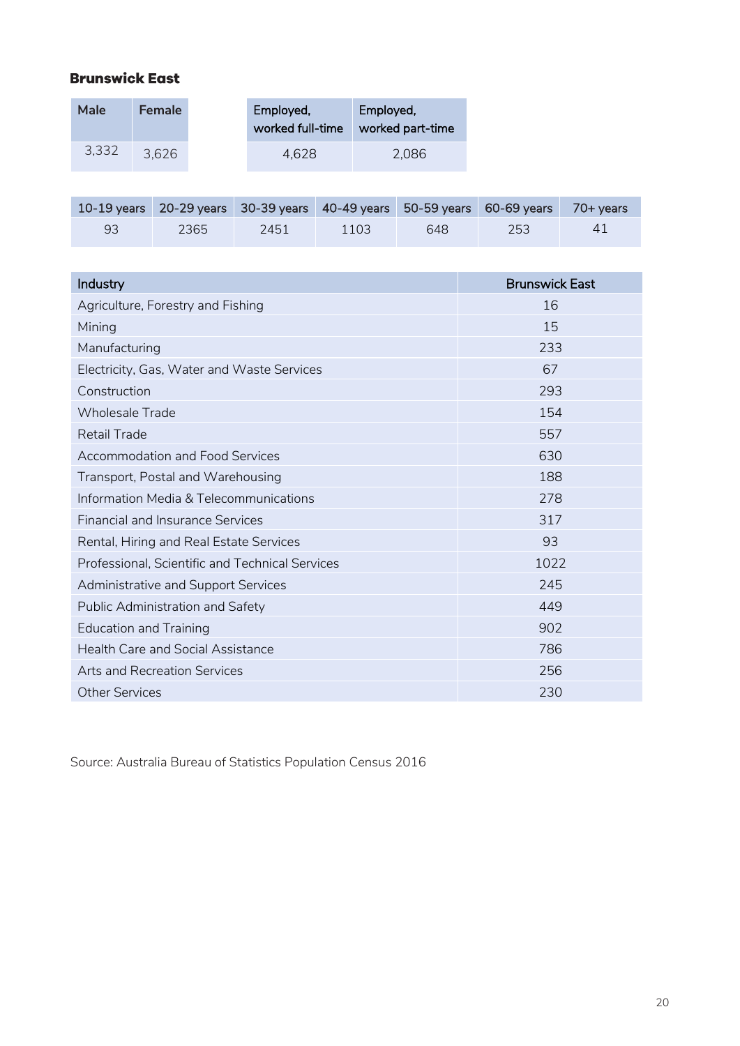### Brunswick East

| Male | Female |
|---|---|
| 3,332 | 3,626 |

| Employed, worked full-time | Employed, worked part-time |
|---|---|
| 4,628 | 2,086 |

| 10-19 years | 20-29 years | 30-39 years | 40-49 years | 50-59 years | 60-69 years | 70+ years |
|---|---|---|---|---|---|---|
| 93 | 2365 | 2451 | 1103 | 648 | 253 | 41 |

| Industry | Brunswick East |
|---|---|
| Agriculture, Forestry and Fishing | 16 |
| Mining | 15 |
| Manufacturing | 233 |
| Electricity, Gas, Water and Waste Services | 67 |
| Construction | 293 |
| Wholesale Trade | 154 |
| Retail Trade | 557 |
| Accommodation and Food Services | 630 |
| Transport, Postal and Warehousing | 188 |
| Information Media & Telecommunications | 278 |
| Financial and Insurance Services | 317 |
| Rental, Hiring and Real Estate Services | 93 |
| Professional, Scientific and Technical Services | 1022 |
| Administrative and Support Services | 245 |
| Public Administration and Safety | 449 |
| Education and Training | 902 |
| Health Care and Social Assistance | 786 |
| Arts and Recreation Services | 256 |
| Other Services | 230 |

Source: Australia Bureau of Statistics Population Census 2016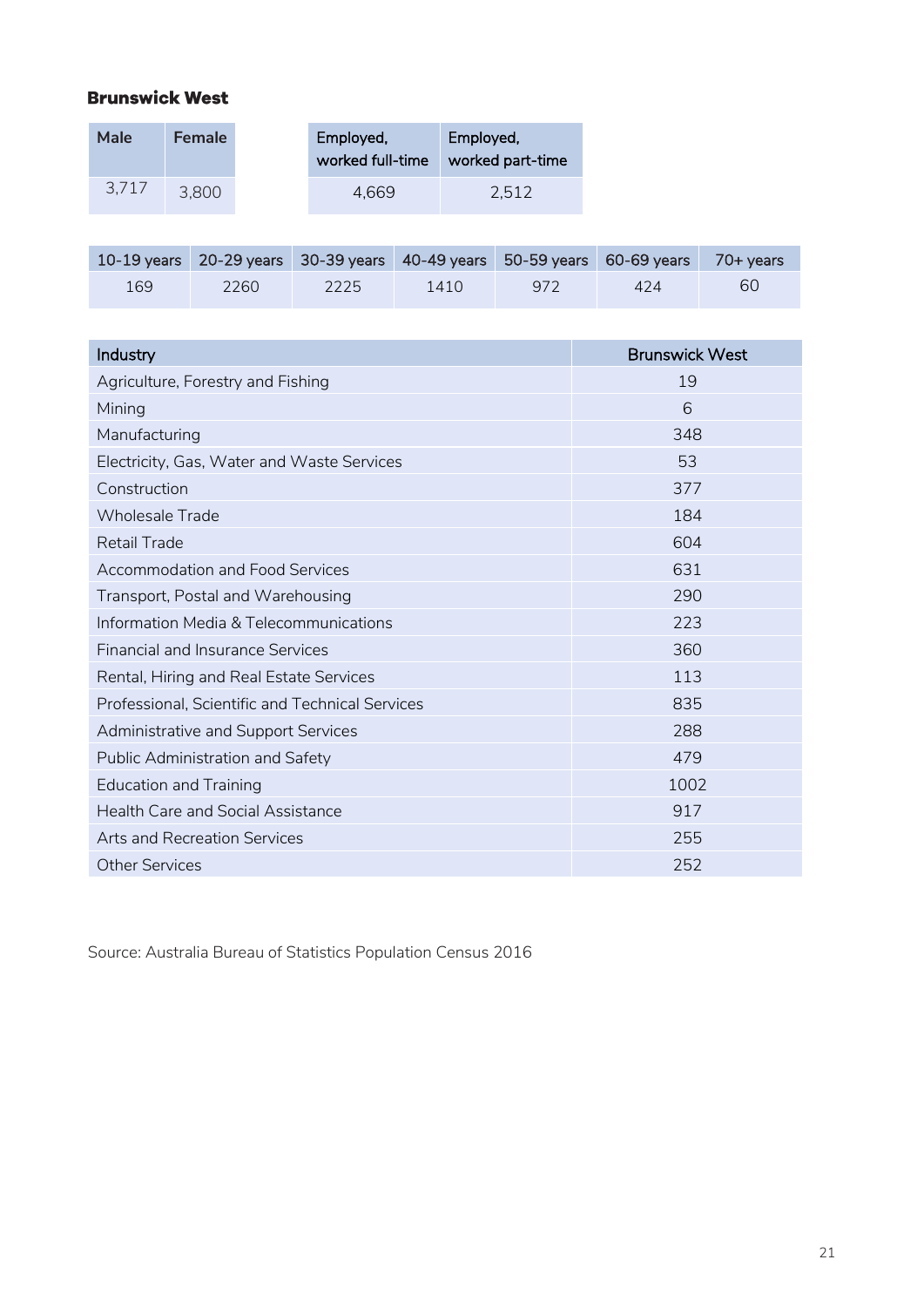**Brunswick West**

| Male | Female |
|---|---|
| 3,717 | 3,800 |

| Employed, worked full-time | Employed, worked part-time |
|---|---|
| 4,669 | 2,512 |

| 10-19 years | 20-29 years | 30-39 years | 40-49 years | 50-59 years | 60-69 years | 70+ years |
|---|---|---|---|---|---|---|
| 169 | 2260 | 2225 | 1410 | 972 | 424 | 60 |

| Industry | Brunswick West |
|---|---|
| Agriculture, Forestry and Fishing | 19 |
| Mining | 6 |
| Manufacturing | 348 |
| Electricity, Gas, Water and Waste Services | 53 |
| Construction | 377 |
| Wholesale Trade | 184 |
| Retail Trade | 604 |
| Accommodation and Food Services | 631 |
| Transport, Postal and Warehousing | 290 |
| Information Media & Telecommunications | 223 |
| Financial and Insurance Services | 360 |
| Rental, Hiring and Real Estate Services | 113 |
| Professional, Scientific and Technical Services | 835 |
| Administrative and Support Services | 288 |
| Public Administration and Safety | 479 |
| Education and Training | 1002 |
| Health Care and Social Assistance | 917 |
| Arts and Recreation Services | 255 |
| Other Services | 252 |

Source: Australia Bureau of Statistics Population Census 2016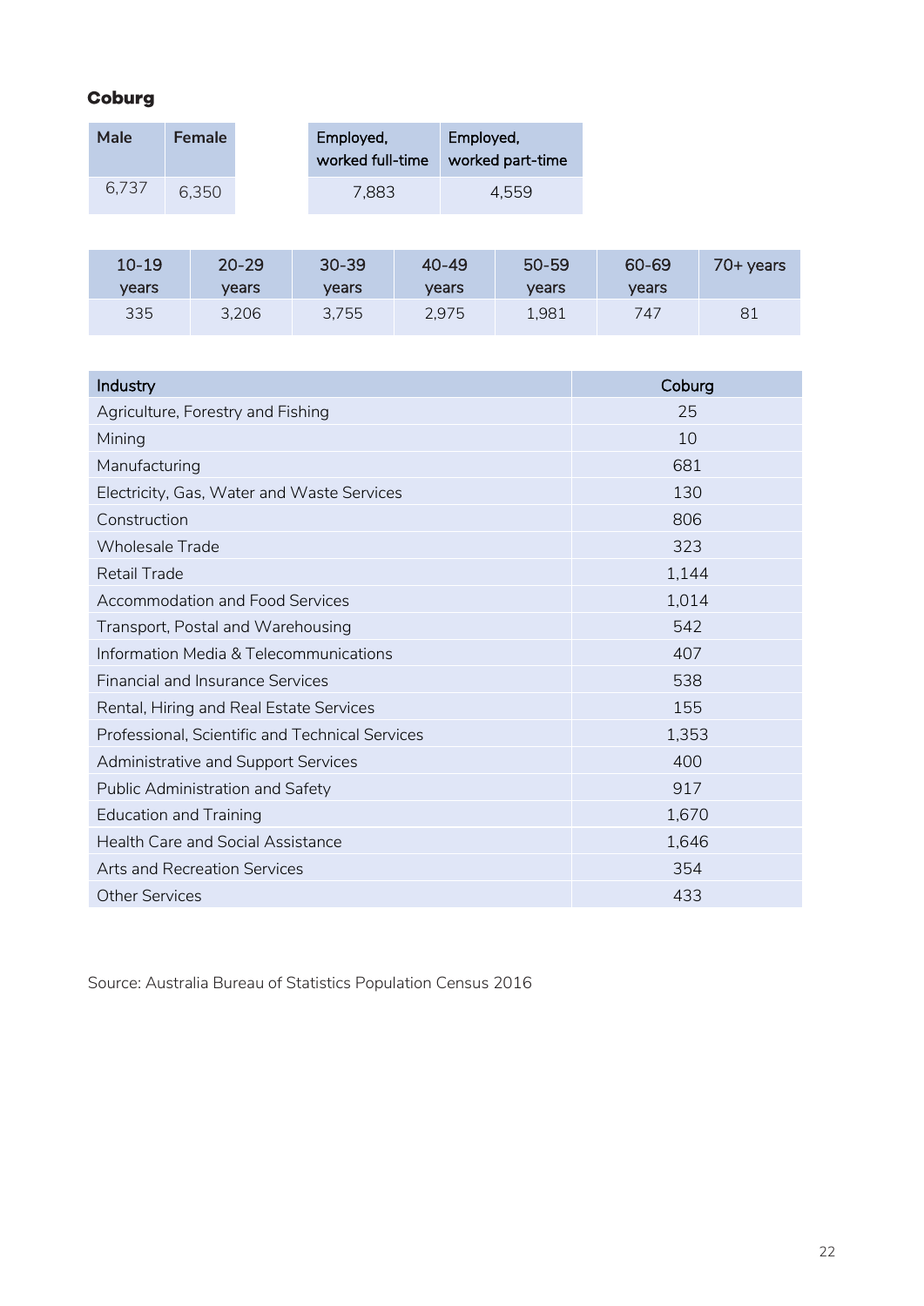**Coburg**

| Male | Female |
|---|---|
| 6,737 | 6,350 |

| Employed, worked full-time | Employed, worked part-time |
|---|---|
| 7,883 | 4,559 |

| 10-19 years | 20-29 years | 30-39 years | 40-49 years | 50-59 years | 60-69 years | 70+ years |
|---|---|---|---|---|---|---|
| 335 | 3,206 | 3,755 | 2,975 | 1,981 | 747 | 81 |

| Industry | Coburg |
|---|---|
| Agriculture, Forestry and Fishing | 25 |
| Mining | 10 |
| Manufacturing | 681 |
| Electricity, Gas, Water and Waste Services | 130 |
| Construction | 806 |
| Wholesale Trade | 323 |
| Retail Trade | 1,144 |
| Accommodation and Food Services | 1,014 |
| Transport, Postal and Warehousing | 542 |
| Information Media & Telecommunications | 407 |
| Financial and Insurance Services | 538 |
| Rental, Hiring and Real Estate Services | 155 |
| Professional, Scientific and Technical Services | 1,353 |
| Administrative and Support Services | 400 |
| Public Administration and Safety | 917 |
| Education and Training | 1,670 |
| Health Care and Social Assistance | 1,646 |
| Arts and Recreation Services | 354 |
| Other Services | 433 |

Source: Australia Bureau of Statistics Population Census 2016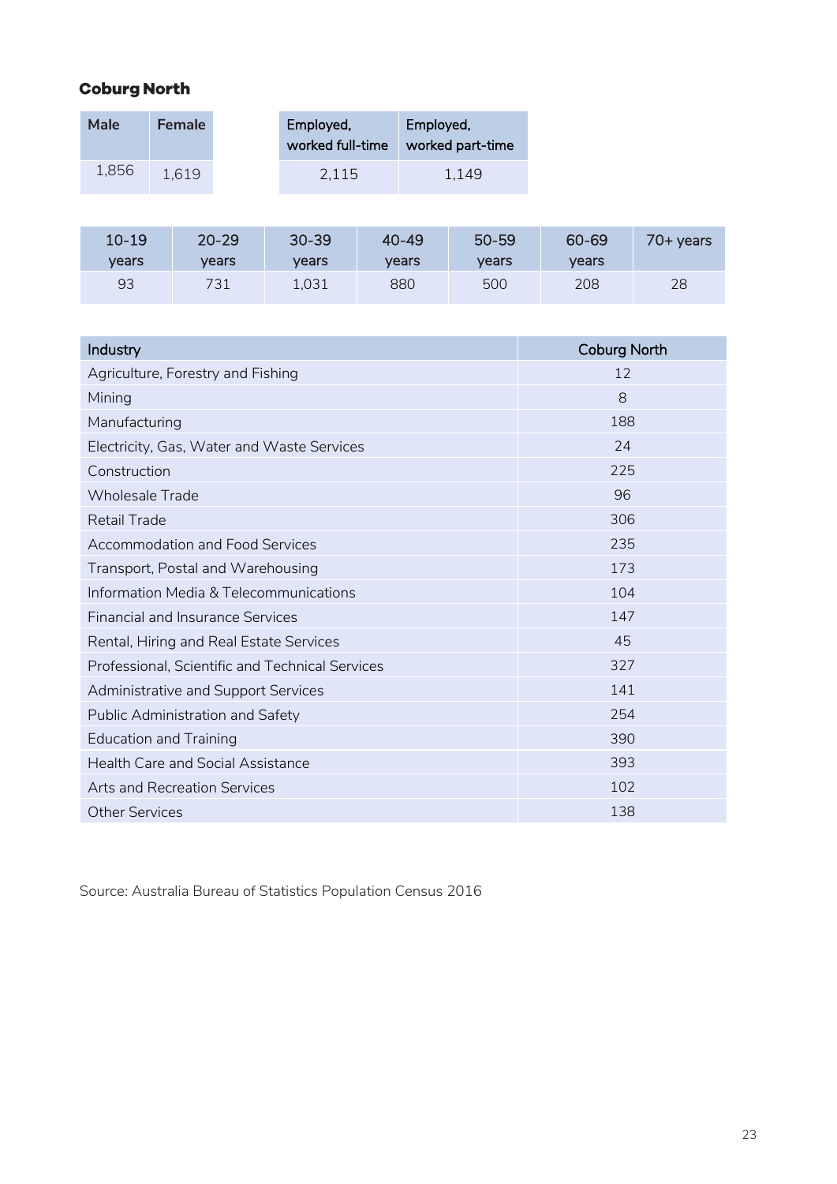### Coburg North

| Male | Female |
|---|---|
| 1,856 | 1,619 |

| Employed, worked full-time | Employed, worked part-time |
|---|---|
| 2,115 | 1,149 |

| 10-19 years | 20-29 years | 30-39 years | 40-49 years | 50-59 years | 60-69 years | 70+ years |
|---|---|---|---|---|---|---|
| 93 | 731 | 1,031 | 880 | 500 | 208 | 28 |

| Industry | Coburg North |
|---|---|
| Agriculture, Forestry and Fishing | 12 |
| Mining | 8 |
| Manufacturing | 188 |
| Electricity, Gas, Water and Waste Services | 24 |
| Construction | 225 |
| Wholesale Trade | 96 |
| Retail Trade | 306 |
| Accommodation and Food Services | 235 |
| Transport, Postal and Warehousing | 173 |
| Information Media & Telecommunications | 104 |
| Financial and Insurance Services | 147 |
| Rental, Hiring and Real Estate Services | 45 |
| Professional, Scientific and Technical Services | 327 |
| Administrative and Support Services | 141 |
| Public Administration and Safety | 254 |
| Education and Training | 390 |
| Health Care and Social Assistance | 393 |
| Arts and Recreation Services | 102 |
| Other Services | 138 |

Source: Australia Bureau of Statistics Population Census 2016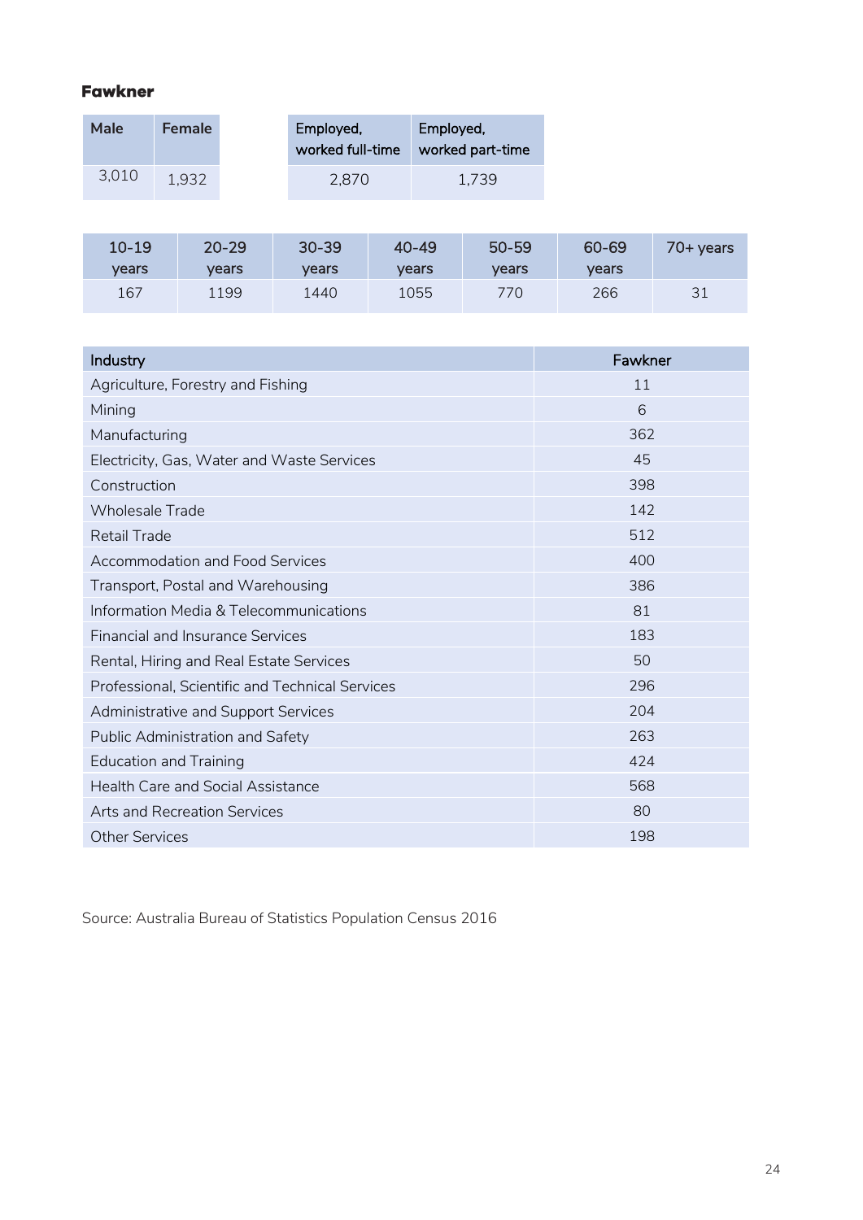## Fawkner

| Male | Female |
|---|---|
| 3,010 | 1,932 |

| Employed, worked full-time | Employed, worked part-time |
|---|---|
| 2,870 | 1,739 |

| 10-19 years | 20-29 years | 30-39 years | 40-49 years | 50-59 years | 60-69 years | 70+ years |
|---|---|---|---|---|---|---|
| 167 | 1199 | 1440 | 1055 | 770 | 266 | 31 |

| Industry | Fawkner |
|---|---|
| Agriculture, Forestry and Fishing | 11 |
| Mining | 6 |
| Manufacturing | 362 |
| Electricity, Gas, Water and Waste Services | 45 |
| Construction | 398 |
| Wholesale Trade | 142 |
| Retail Trade | 512 |
| Accommodation and Food Services | 400 |
| Transport, Postal and Warehousing | 386 |
| Information Media & Telecommunications | 81 |
| Financial and Insurance Services | 183 |
| Rental, Hiring and Real Estate Services | 50 |
| Professional, Scientific and Technical Services | 296 |
| Administrative and Support Services | 204 |
| Public Administration and Safety | 263 |
| Education and Training | 424 |
| Health Care and Social Assistance | 568 |
| Arts and Recreation Services | 80 |
| Other Services | 198 |

Source: Australia Bureau of Statistics Population Census 2016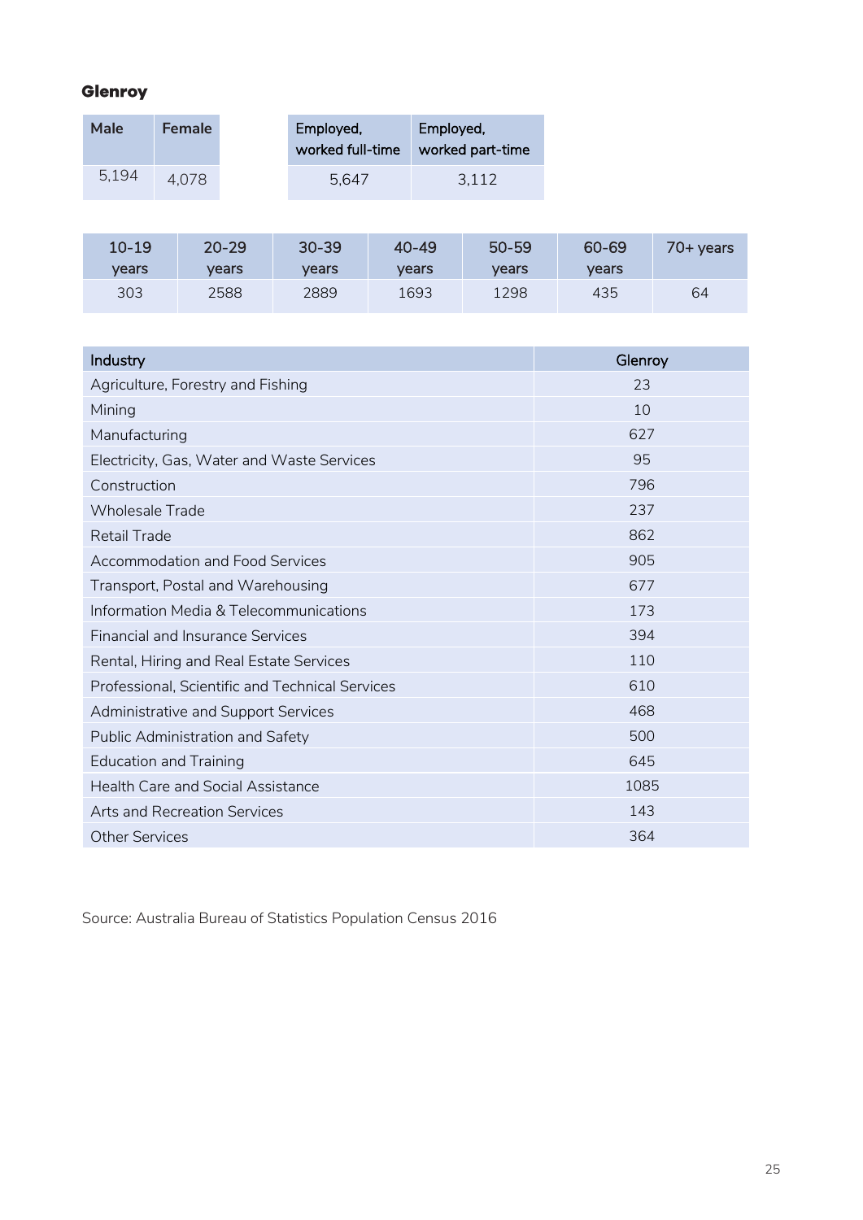### Glenroy

| Male | Female |
|---|---|
| 5,194 | 4,078 |

| Employed, worked full-time | Employed, worked part-time |
|---|---|
| 5,647 | 3,112 |

| 10-19 years | 20-29 years | 30-39 years | 40-49 years | 50-59 years | 60-69 years | 70+ years |
|---|---|---|---|---|---|---|
| 303 | 2588 | 2889 | 1693 | 1298 | 435 | 64 |

| Industry | Glenroy |
|---|---|
| Agriculture, Forestry and Fishing | 23 |
| Mining | 10 |
| Manufacturing | 627 |
| Electricity, Gas, Water and Waste Services | 95 |
| Construction | 796 |
| Wholesale Trade | 237 |
| Retail Trade | 862 |
| Accommodation and Food Services | 905 |
| Transport, Postal and Warehousing | 677 |
| Information Media & Telecommunications | 173 |
| Financial and Insurance Services | 394 |
| Rental, Hiring and Real Estate Services | 110 |
| Professional, Scientific and Technical Services | 610 |
| Administrative and Support Services | 468 |
| Public Administration and Safety | 500 |
| Education and Training | 645 |
| Health Care and Social Assistance | 1085 |
| Arts and Recreation Services | 143 |
| Other Services | 364 |

Source: Australia Bureau of Statistics Population Census 2016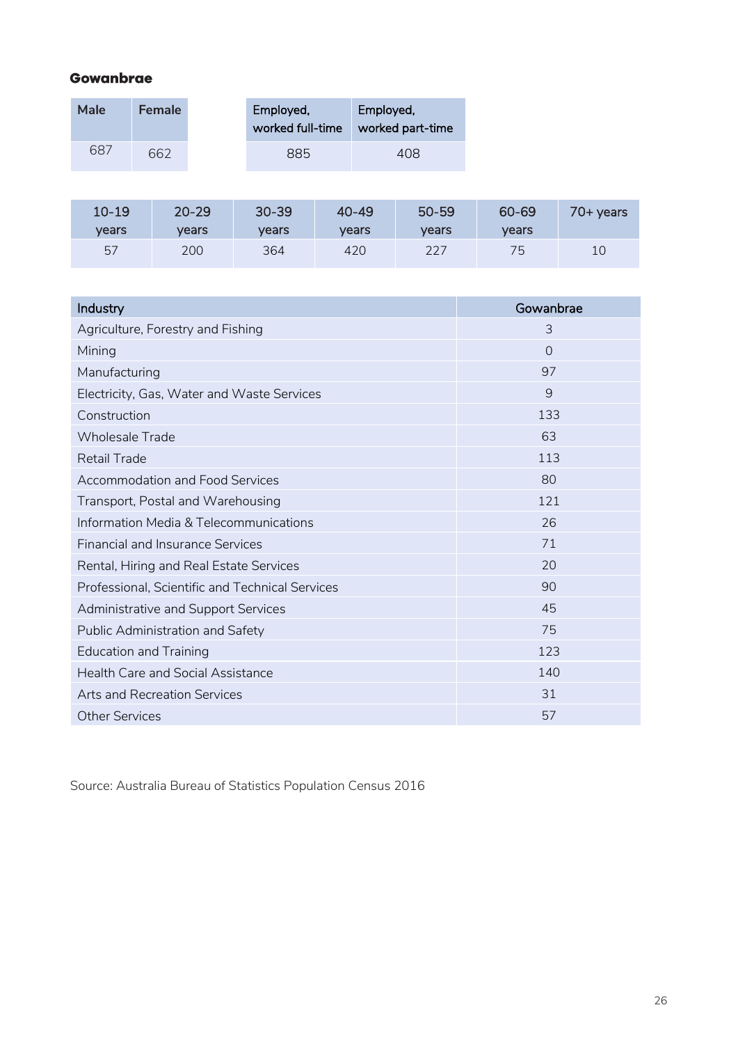### Gowanbrae

| Male | Female |
|---|---|
| 687 | 662 |

| Employed, worked full-time | Employed, worked part-time |
|---|---|
| 885 | 408 |

| 10-19 years | 20-29 years | 30-39 years | 40-49 years | 50-59 years | 60-69 years | 70+ years |
|---|---|---|---|---|---|---|
| 57 | 200 | 364 | 420 | 227 | 75 | 10 |

| Industry | Gowanbrae |
|---|---|
| Agriculture, Forestry and Fishing | 3 |
| Mining | 0 |
| Manufacturing | 97 |
| Electricity, Gas, Water and Waste Services | 9 |
| Construction | 133 |
| Wholesale Trade | 63 |
| Retail Trade | 113 |
| Accommodation and Food Services | 80 |
| Transport, Postal and Warehousing | 121 |
| Information Media & Telecommunications | 26 |
| Financial and Insurance Services | 71 |
| Rental, Hiring and Real Estate Services | 20 |
| Professional, Scientific and Technical Services | 90 |
| Administrative and Support Services | 45 |
| Public Administration and Safety | 75 |
| Education and Training | 123 |
| Health Care and Social Assistance | 140 |
| Arts and Recreation Services | 31 |
| Other Services | 57 |

Source: Australia Bureau of Statistics Population Census 2016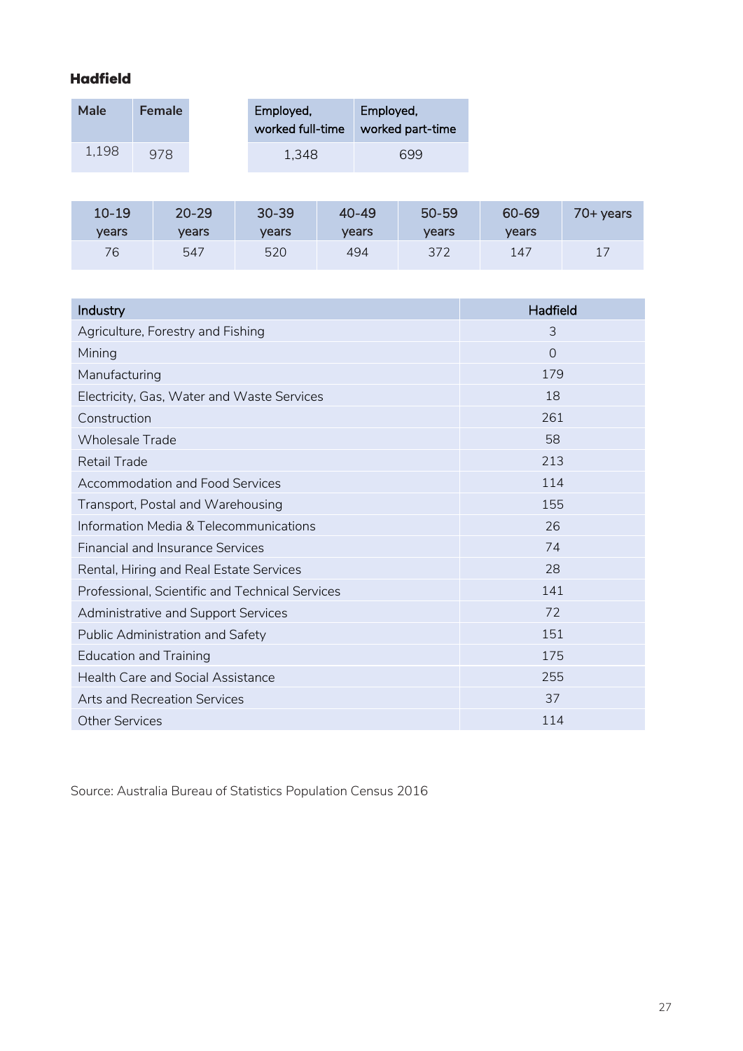### Hadfield

| Male | Female |
| --- | --- |
| 1,198 | 978 |

| Employed, worked full-time | Employed, worked part-time |
| --- | --- |
| 1,348 | 699 |

| 10-19 years | 20-29 years | 30-39 years | 40-49 years | 50-59 years | 60-69 years | 70+ years |
| --- | --- | --- | --- | --- | --- | --- |
| 76 | 547 | 520 | 494 | 372 | 147 | 17 |

| Industry | Hadfield |
| --- | --- |
| Agriculture, Forestry and Fishing | 3 |
| Mining | 0 |
| Manufacturing | 179 |
| Electricity, Gas, Water and Waste Services | 18 |
| Construction | 261 |
| Wholesale Trade | 58 |
| Retail Trade | 213 |
| Accommodation and Food Services | 114 |
| Transport, Postal and Warehousing | 155 |
| Information Media & Telecommunications | 26 |
| Financial and Insurance Services | 74 |
| Rental, Hiring and Real Estate Services | 28 |
| Professional, Scientific and Technical Services | 141 |
| Administrative and Support Services | 72 |
| Public Administration and Safety | 151 |
| Education and Training | 175 |
| Health Care and Social Assistance | 255 |
| Arts and Recreation Services | 37 |
| Other Services | 114 |

Source: Australia Bureau of Statistics Population Census 2016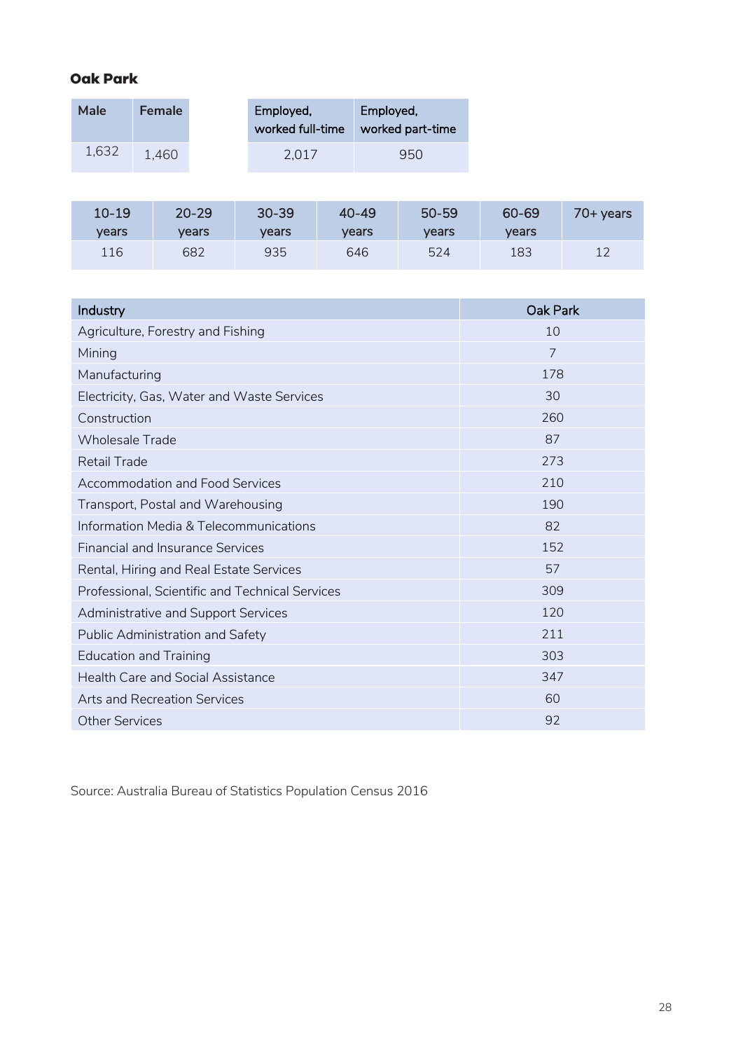### Oak Park

| Male | Female |
|---|---|
| 1,632 | 1,460 |

| Employed, worked full-time | Employed, worked part-time |
|---|---|
| 2,017 | 950 |

| 10-19 years | 20-29 years | 30-39 years | 40-49 years | 50-59 years | 60-69 years | 70+ years |
|---|---|---|---|---|---|---|
| 116 | 682 | 935 | 646 | 524 | 183 | 12 |

| Industry | Oak Park |
|---|---|
| Agriculture, Forestry and Fishing | 10 |
| Mining | 7 |
| Manufacturing | 178 |
| Electricity, Gas, Water and Waste Services | 30 |
| Construction | 260 |
| Wholesale Trade | 87 |
| Retail Trade | 273 |
| Accommodation and Food Services | 210 |
| Transport, Postal and Warehousing | 190 |
| Information Media & Telecommunications | 82 |
| Financial and Insurance Services | 152 |
| Rental, Hiring and Real Estate Services | 57 |
| Professional, Scientific and Technical Services | 309 |
| Administrative and Support Services | 120 |
| Public Administration and Safety | 211 |
| Education and Training | 303 |
| Health Care and Social Assistance | 347 |
| Arts and Recreation Services | 60 |
| Other Services | 92 |

Source: Australia Bureau of Statistics Population Census 2016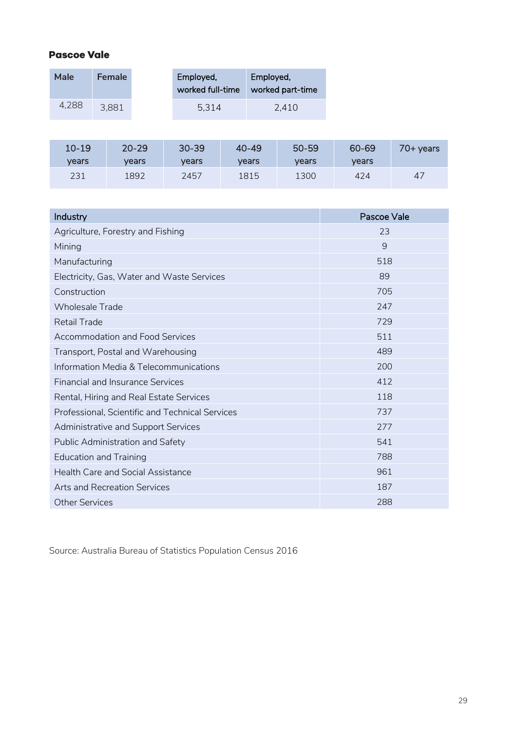### Pascoe Vale

| Male | Female |
| --- | --- |
| 4,288 | 3,881 |

| Employed, worked full-time | Employed, worked part-time |
| --- | --- |
| 5,314 | 2,410 |

| 10-19 years | 20-29 years | 30-39 years | 40-49 years | 50-59 years | 60-69 years | 70+ years |
| --- | --- | --- | --- | --- | --- | --- |
| 231 | 1892 | 2457 | 1815 | 1300 | 424 | 47 |

| Industry | Pascoe Vale |
| --- | --- |
| Agriculture, Forestry and Fishing | 23 |
| Mining | 9 |
| Manufacturing | 518 |
| Electricity, Gas, Water and Waste Services | 89 |
| Construction | 705 |
| Wholesale Trade | 247 |
| Retail Trade | 729 |
| Accommodation and Food Services | 511 |
| Transport, Postal and Warehousing | 489 |
| Information Media & Telecommunications | 200 |
| Financial and Insurance Services | 412 |
| Rental, Hiring and Real Estate Services | 118 |
| Professional, Scientific and Technical Services | 737 |
| Administrative and Support Services | 277 |
| Public Administration and Safety | 541 |
| Education and Training | 788 |
| Health Care and Social Assistance | 961 |
| Arts and Recreation Services | 187 |
| Other Services | 288 |

Source: Australia Bureau of Statistics Population Census 2016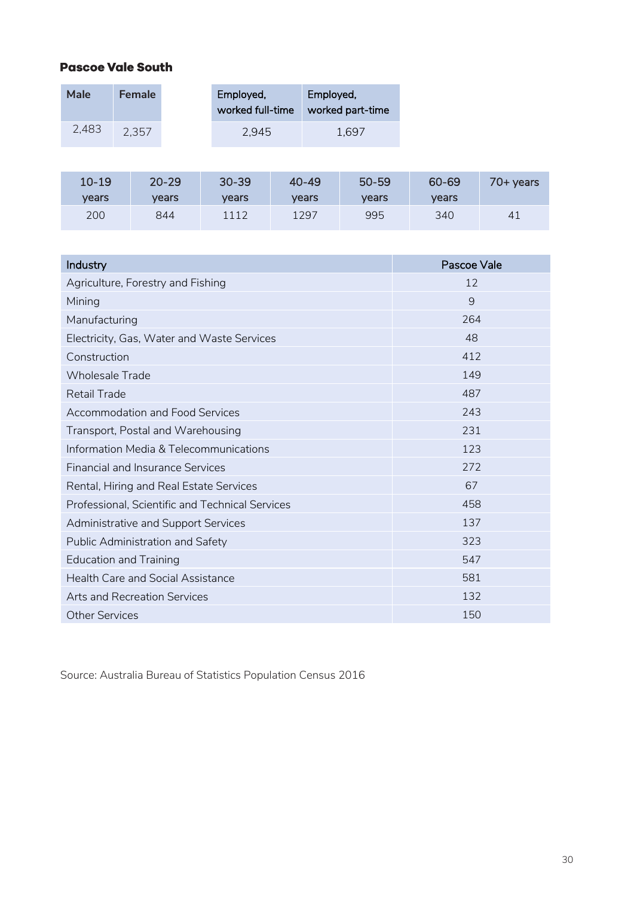### Pascoe Vale South

| Male | Female |
|---|---|
| 2,483 | 2,357 |

| Employed, worked full-time | Employed, worked part-time |
|---|---|
| 2,945 | 1,697 |

| 10-19 years | 20-29 years | 30-39 years | 40-49 years | 50-59 years | 60-69 years | 70+ years |
|---|---|---|---|---|---|---|
| 200 | 844 | 1112 | 1297 | 995 | 340 | 41 |

| Industry | Pascoe Vale |
|---|---|
| Agriculture, Forestry and Fishing | 12 |
| Mining | 9 |
| Manufacturing | 264 |
| Electricity, Gas, Water and Waste Services | 48 |
| Construction | 412 |
| Wholesale Trade | 149 |
| Retail Trade | 487 |
| Accommodation and Food Services | 243 |
| Transport, Postal and Warehousing | 231 |
| Information Media & Telecommunications | 123 |
| Financial and Insurance Services | 272 |
| Rental, Hiring and Real Estate Services | 67 |
| Professional, Scientific and Technical Services | 458 |
| Administrative and Support Services | 137 |
| Public Administration and Safety | 323 |
| Education and Training | 547 |
| Health Care and Social Assistance | 581 |
| Arts and Recreation Services | 132 |
| Other Services | 150 |

Source: Australia Bureau of Statistics Population Census 2016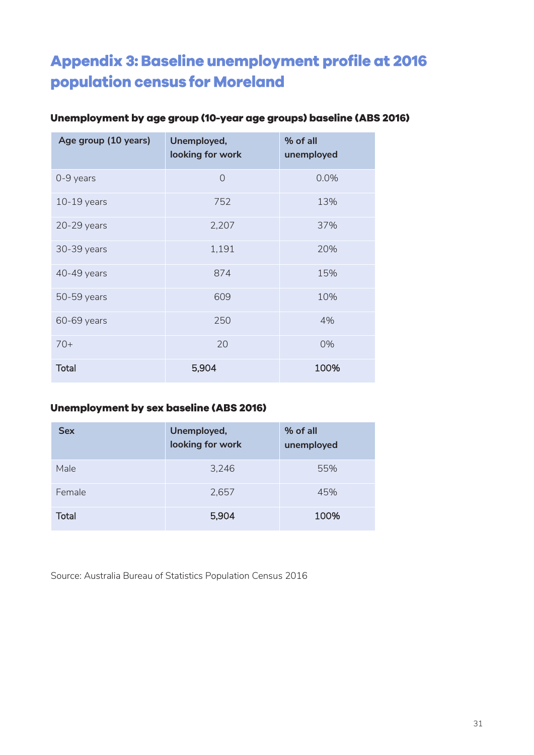# Appendix 3: Baseline unemployment profile at 2016 population census for Moreland

### Unemployment by age group (10-year age groups) baseline (ABS 2016)

| Age group (10 years) | Unemployed, looking for work | % of all unemployed |
|---|---|---|
| 0-9 years | 0 | 0.0% |
| 10-19 years | 752 | 13% |
| 20-29 years | 2,207 | 37% |
| 30-39 years | 1,191 | 20% |
| 40-49 years | 874 | 15% |
| 50-59 years | 609 | 10% |
| 60-69 years | 250 | 4% |
| 70+ | 20 | 0% |
| **Total** | **5,904** | **100%** |

### Unemployment by sex baseline (ABS 2016)

| Sex | Unemployed, looking for work | % of all unemployed |
|---|---|---|
| Male | 3,246 | 55% |
| Female | 2,657 | 45% |
| **Total** | **5,904** | **100%** |

Source: Australia Bureau of Statistics Population Census 2016